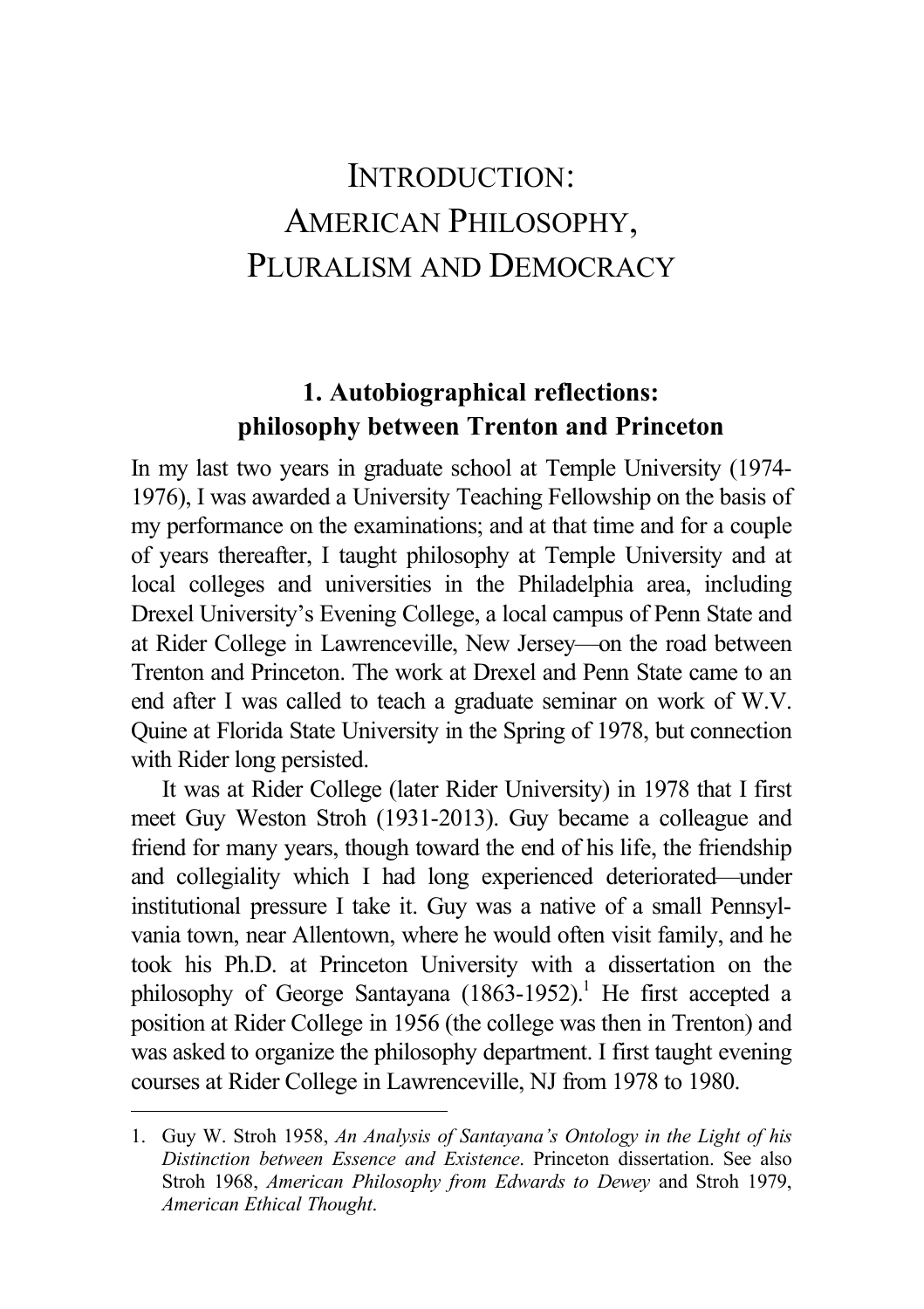# INTRODUCTION: AMERICAN PHILOSOPHY, PLURALISM AND DEMOCRACY

## 1. Autobiographical reflections: philosophy between Trenton and Princeton

In my last two years in graduate school at Temple University (1974-1976), I was awarded a University Teaching Fellowship on the basis of my performance on the examinations; and at that time and for a couple of years thereafter, I taught philosophy at Temple University and at local colleges and universities in the Philadelphia area, including Drexel University's Evening College, a local campus of Penn State and at Rider College in Lawrenceville, New Jersey—on the road between Trenton and Princeton. The work at Drexel and Penn State came to an end after I was called to teach a graduate seminar on work of W.V. Quine at Florida State University in the Spring of 1978, but connection with Rider long persisted.

It was at Rider College (later Rider University) in 1978 that I first meet Guy Weston Stroh (1931-2013). Guy became a colleague and friend for many years, though toward the end of his life, the friendship and collegiality which I had long experienced deteriorated—under institutional pressure I take it. Guy was a native of a small Pennsylvania town, near Allentown, where he would often visit family, and he took his Ph.D. at Princeton University with a dissertation on the philosophy of George Santayana (1863-1952).[1] He first accepted a position at Rider College in 1956 (the college was then in Trenton) and was asked to organize the philosophy department. I first taught evening courses at Rider College in Lawrenceville, NJ from 1978 to 1980.

---

1. Guy W. Stroh 1958, *An Analysis of Santayana's Ontology in the Light of his Distinction between Essence and Existence*. Princeton dissertation. See also Stroh 1968, *American Philosophy from Edwards to Dewey* and Stroh 1979, *American Ethical Thought*.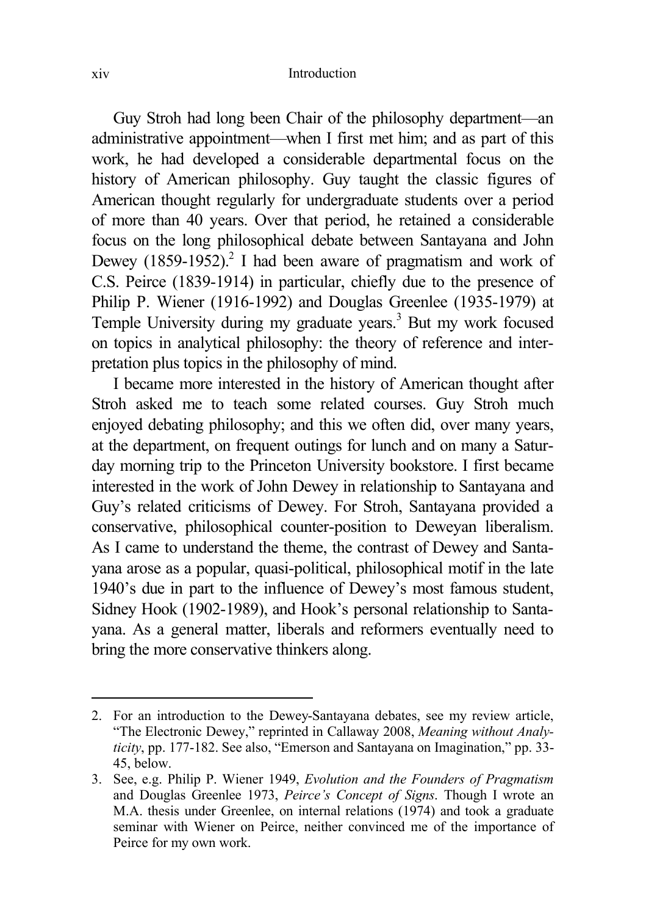Guy Stroh had long been Chair of the philosophy department—an administrative appointment—when I first met him; and as part of this work, he had developed a considerable departmental focus on the history of American philosophy. Guy taught the classic figures of American thought regularly for undergraduate students over a period of more than 40 years. Over that period, he retained a considerable focus on the long philosophical debate between Santayana and John Dewey (1859-1952).[2] I had been aware of pragmatism and work of C.S. Peirce (1839-1914) in particular, chiefly due to the presence of Philip P. Wiener (1916-1992) and Douglas Greenlee (1935-1979) at Temple University during my graduate years.[3] But my work focused on topics in analytical philosophy: the theory of reference and interpretation plus topics in the philosophy of mind.

I became more interested in the history of American thought after Stroh asked me to teach some related courses. Guy Stroh much enjoyed debating philosophy; and this we often did, over many years, at the department, on frequent outings for lunch and on many a Saturday morning trip to the Princeton University bookstore. I first became interested in the work of John Dewey in relationship to Santayana and Guy's related criticisms of Dewey. For Stroh, Santayana provided a conservative, philosophical counter-position to Deweyan liberalism. As I came to understand the theme, the contrast of Dewey and Santayana arose as a popular, quasi-political, philosophical motif in the late 1940's due in part to the influence of Dewey's most famous student, Sidney Hook (1902-1989), and Hook's personal relationship to Santayana. As a general matter, liberals and reformers eventually need to bring the more conservative thinkers along.

---

2. For an introduction to the Dewey-Santayana debates, see my review article, "The Electronic Dewey," reprinted in Callaway 2008, *Meaning without Analyticity*, pp. 177-182. See also, "Emerson and Santayana on Imagination," pp. 33-45, below.

3. See, e.g. Philip P. Wiener 1949, *Evolution and the Founders of Pragmatism* and Douglas Greenlee 1973, *Peirce's Concept of Signs*. Though I wrote an M.A. thesis under Greenlee, on internal relations (1974) and took a graduate seminar with Wiener on Peirce, neither convinced me of the importance of Peirce for my own work.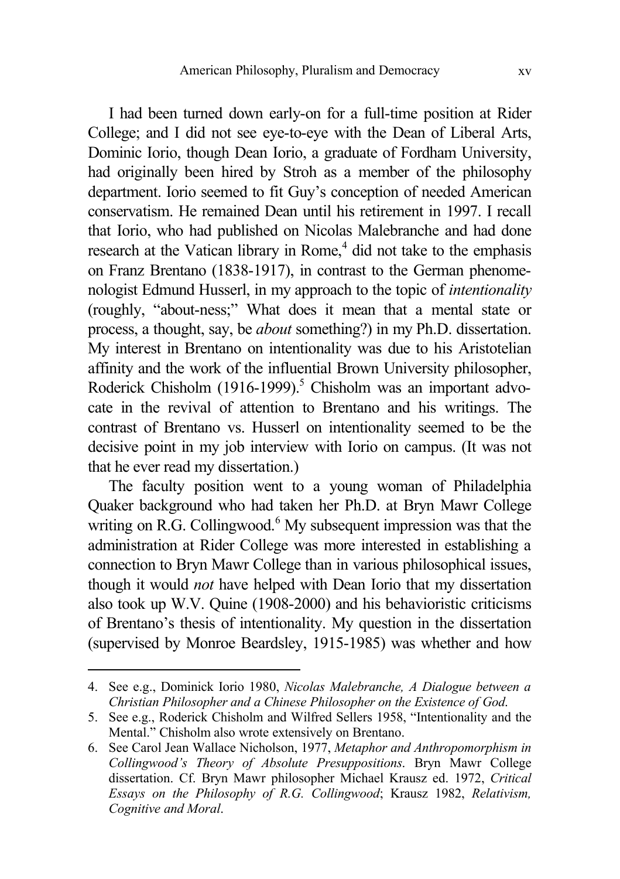I had been turned down early-on for a full-time position at Rider College; and I did not see eye-to-eye with the Dean of Liberal Arts, Dominic Iorio, though Dean Iorio, a graduate of Fordham University, had originally been hired by Stroh as a member of the philosophy department. Iorio seemed to fit Guy's conception of needed American conservatism. He remained Dean until his retirement in 1997. I recall that Iorio, who had published on Nicolas Malebranche and had done research at the Vatican library in Rome,[4] did not take to the emphasis on Franz Brentano (1838-1917), in contrast to the German phenomenologist Edmund Husserl, in my approach to the topic of *intentionality* (roughly, "about-ness;" What does it mean that a mental state or process, a thought, say, be *about* something?) in my Ph.D. dissertation. My interest in Brentano on intentionality was due to his Aristotelian affinity and the work of the influential Brown University philosopher, Roderick Chisholm (1916-1999).[5] Chisholm was an important advocate in the revival of attention to Brentano and his writings. The contrast of Brentano vs. Husserl on intentionality seemed to be the decisive point in my job interview with Iorio on campus. (It was not that he ever read my dissertation.)

The faculty position went to a young woman of Philadelphia Quaker background who had taken her Ph.D. at Bryn Mawr College writing on R.G. Collingwood.[6] My subsequent impression was that the administration at Rider College was more interested in establishing a connection to Bryn Mawr College than in various philosophical issues, though it would *not* have helped with Dean Iorio that my dissertation also took up W.V. Quine (1908-2000) and his behavioristic criticisms of Brentano's thesis of intentionality. My question in the dissertation (supervised by Monroe Beardsley, 1915-1985) was whether and how

---

4. See e.g., Dominick Iorio 1980, *Nicolas Malebranche, A Dialogue between a Christian Philosopher and a Chinese Philosopher on the Existence of God.*
5. See e.g., Roderick Chisholm and Wilfred Sellers 1958, "Intentionality and the Mental." Chisholm also wrote extensively on Brentano.
6. See Carol Jean Wallace Nicholson, 1977, *Metaphor and Anthropomorphism in Collingwood's Theory of Absolute Presuppositions*. Bryn Mawr College dissertation. Cf. Bryn Mawr philosopher Michael Krausz ed. 1972, *Critical Essays on the Philosophy of R.G. Collingwood*; Krausz 1982, *Relativism, Cognitive and Moral*.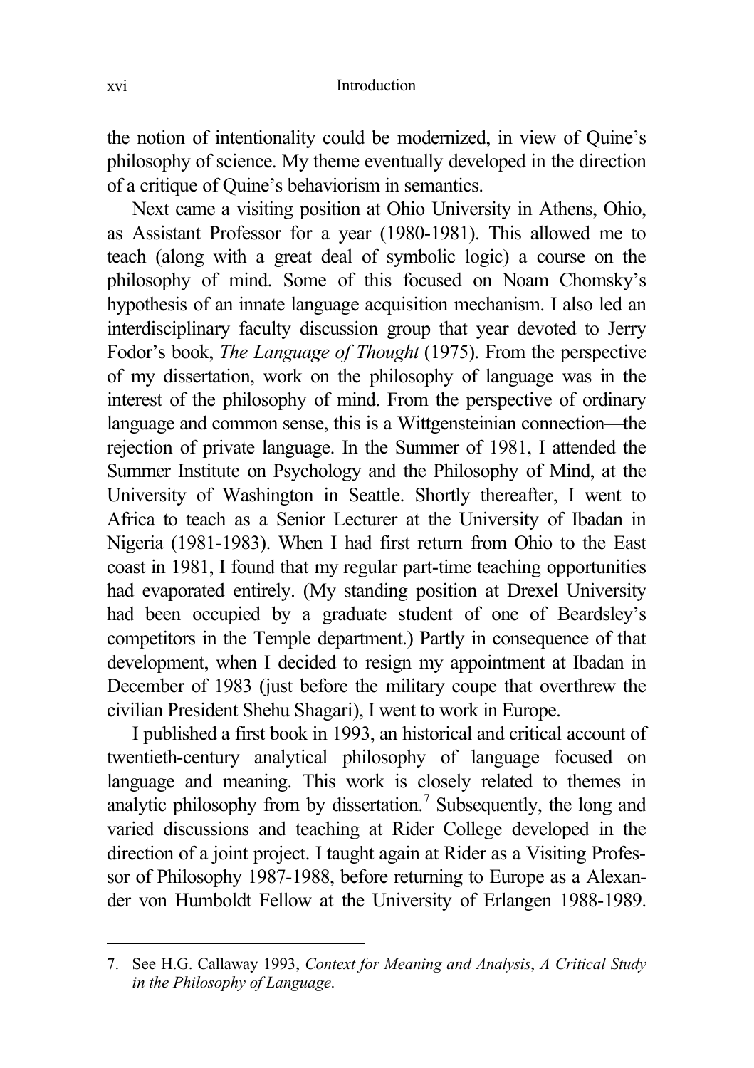the notion of intentionality could be modernized, in view of Quine's philosophy of science. My theme eventually developed in the direction of a critique of Quine's behaviorism in semantics.

Next came a visiting position at Ohio University in Athens, Ohio, as Assistant Professor for a year (1980-1981). This allowed me to teach (along with a great deal of symbolic logic) a course on the philosophy of mind. Some of this focused on Noam Chomsky's hypothesis of an innate language acquisition mechanism. I also led an interdisciplinary faculty discussion group that year devoted to Jerry Fodor's book, *The Language of Thought* (1975). From the perspective of my dissertation, work on the philosophy of language was in the interest of the philosophy of mind. From the perspective of ordinary language and common sense, this is a Wittgensteinian connection—the rejection of private language. In the Summer of 1981, I attended the Summer Institute on Psychology and the Philosophy of Mind, at the University of Washington in Seattle. Shortly thereafter, I went to Africa to teach as a Senior Lecturer at the University of Ibadan in Nigeria (1981-1983). When I had first return from Ohio to the East coast in 1981, I found that my regular part-time teaching opportunities had evaporated entirely. (My standing position at Drexel University had been occupied by a graduate student of one of Beardsley's competitors in the Temple department.) Partly in consequence of that development, when I decided to resign my appointment at Ibadan in December of 1983 (just before the military coupe that overthrew the civilian President Shehu Shagari), I went to work in Europe.

I published a first book in 1993, an historical and critical account of twentieth-century analytical philosophy of language focused on language and meaning. This work is closely related to themes in analytic philosophy from by dissertation.[7] Subsequently, the long and varied discussions and teaching at Rider College developed in the direction of a joint project. I taught again at Rider as a Visiting Professor of Philosophy 1987-1988, before returning to Europe as a Alexander von Humboldt Fellow at the University of Erlangen 1988-1989.

---

7. See H.G. Callaway 1993, *Context for Meaning and Analysis*, *A Critical Study in the Philosophy of Language*.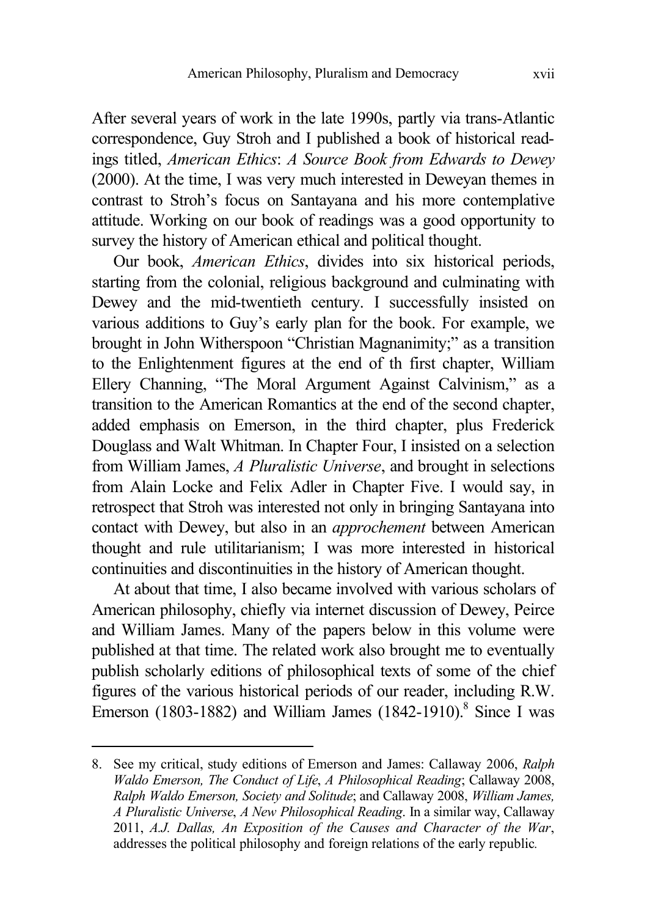After several years of work in the late 1990s, partly via trans-Atlantic correspondence, Guy Stroh and I published a book of historical readings titled, *American Ethics*: *A Source Book from Edwards to Dewey* (2000). At the time, I was very much interested in Deweyan themes in contrast to Stroh's focus on Santayana and his more contemplative attitude. Working on our book of readings was a good opportunity to survey the history of American ethical and political thought.

Our book, *American Ethics*, divides into six historical periods, starting from the colonial, religious background and culminating with Dewey and the mid-twentieth century. I successfully insisted on various additions to Guy's early plan for the book. For example, we brought in John Witherspoon "Christian Magnanimity;" as a transition to the Enlightenment figures at the end of th first chapter, William Ellery Channing, "The Moral Argument Against Calvinism," as a transition to the American Romantics at the end of the second chapter, added emphasis on Emerson, in the third chapter, plus Frederick Douglass and Walt Whitman. In Chapter Four, I insisted on a selection from William James, *A Pluralistic Universe*, and brought in selections from Alain Locke and Felix Adler in Chapter Five. I would say, in retrospect that Stroh was interested not only in bringing Santayana into contact with Dewey, but also in an *approchement* between American thought and rule utilitarianism; I was more interested in historical continuities and discontinuities in the history of American thought.

At about that time, I also became involved with various scholars of American philosophy, chiefly via internet discussion of Dewey, Peirce and William James. Many of the papers below in this volume were published at that time. The related work also brought me to eventually publish scholarly editions of philosophical texts of some of the chief figures of the various historical periods of our reader, including R.W. Emerson (1803-1882) and William James (1842-1910).[8] Since I was

---

8. See my critical, study editions of Emerson and James: Callaway 2006, *Ralph Waldo Emerson, The Conduct of Life*, *A Philosophical Reading*; Callaway 2008, *Ralph Waldo Emerson, Society and Solitude*; and Callaway 2008, *William James, A Pluralistic Universe*, *A New Philosophical Reading*. In a similar way, Callaway 2011, *A.J. Dallas, An Exposition of the Causes and Character of the War*, addresses the political philosophy and foreign relations of the early republic.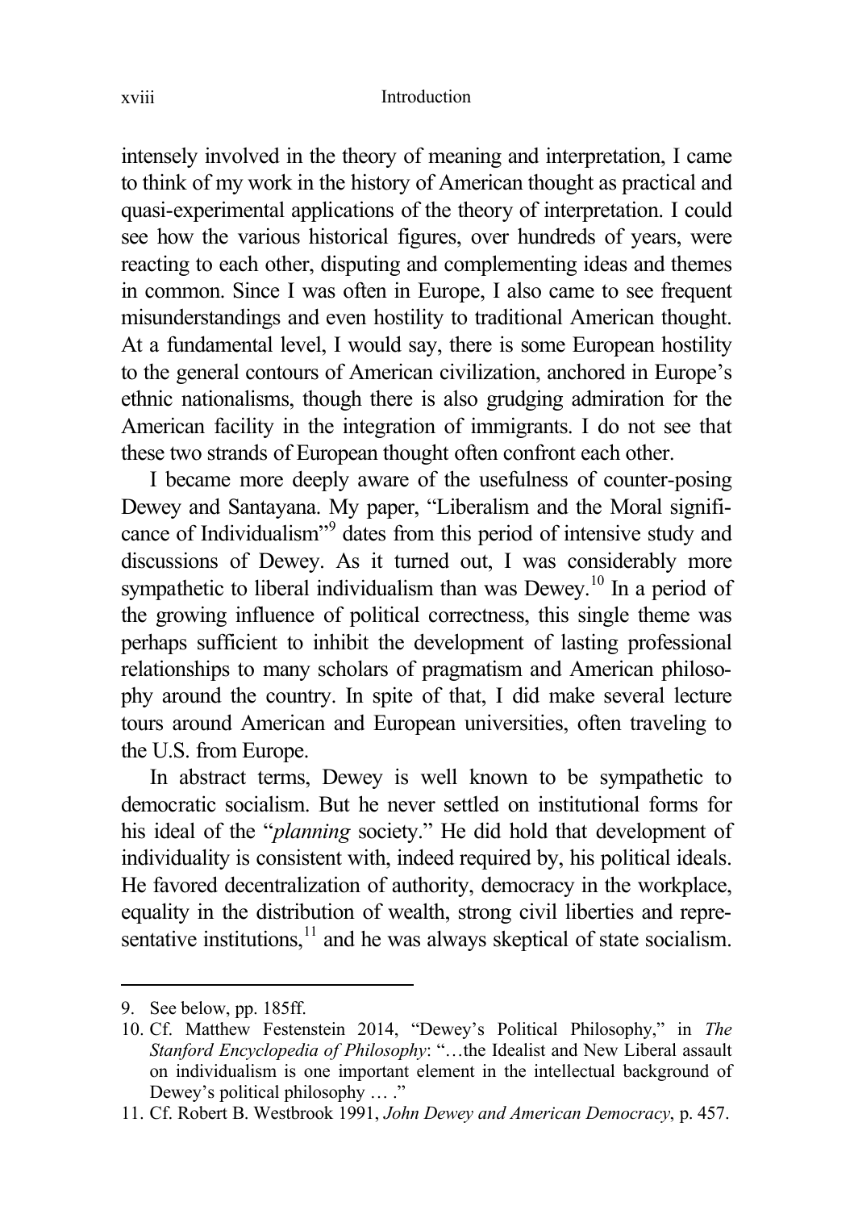intensely involved in the theory of meaning and interpretation, I came to think of my work in the history of American thought as practical and quasi-experimental applications of the theory of interpretation. I could see how the various historical figures, over hundreds of years, were reacting to each other, disputing and complementing ideas and themes in common. Since I was often in Europe, I also came to see frequent misunderstandings and even hostility to traditional American thought. At a fundamental level, I would say, there is some European hostility to the general contours of American civilization, anchored in Europe's ethnic nationalisms, though there is also grudging admiration for the American facility in the integration of immigrants. I do not see that these two strands of European thought often confront each other.

I became more deeply aware of the usefulness of counter-posing Dewey and Santayana. My paper, "Liberalism and the Moral significance of Individualism"[9] dates from this period of intensive study and discussions of Dewey. As it turned out, I was considerably more sympathetic to liberal individualism than was Dewey.[10] In a period of the growing influence of political correctness, this single theme was perhaps sufficient to inhibit the development of lasting professional relationships to many scholars of pragmatism and American philosophy around the country. In spite of that, I did make several lecture tours around American and European universities, often traveling to the U.S. from Europe.

In abstract terms, Dewey is well known to be sympathetic to democratic socialism. But he never settled on institutional forms for his ideal of the "*planning* society." He did hold that development of individuality is consistent with, indeed required by, his political ideals. He favored decentralization of authority, democracy in the workplace, equality in the distribution of wealth, strong civil liberties and representative institutions,[11] and he was always skeptical of state socialism.

---

9. See below, pp. 185ff.
10. Cf. Matthew Festenstein 2014, "Dewey's Political Philosophy," in *The Stanford Encyclopedia of Philosophy*: "…the Idealist and New Liberal assault on individualism is one important element in the intellectual background of Dewey's political philosophy … ."
11. Cf. Robert B. Westbrook 1991, *John Dewey and American Democracy*, p. 457.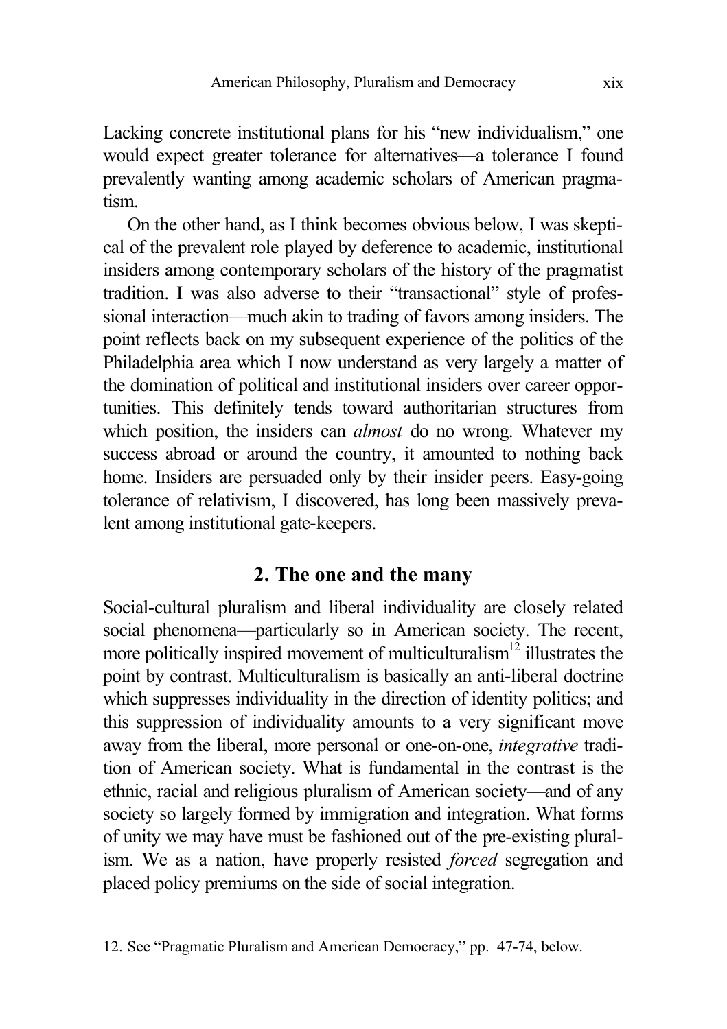Lacking concrete institutional plans for his "new individualism," one would expect greater tolerance for alternatives—a tolerance I found prevalently wanting among academic scholars of American pragmatism.

On the other hand, as I think becomes obvious below, I was skeptical of the prevalent role played by deference to academic, institutional insiders among contemporary scholars of the history of the pragmatist tradition. I was also adverse to their "transactional" style of professional interaction—much akin to trading of favors among insiders. The point reflects back on my subsequent experience of the politics of the Philadelphia area which I now understand as very largely a matter of the domination of political and institutional insiders over career opportunities. This definitely tends toward authoritarian structures from which position, the insiders can *almost* do no wrong. Whatever my success abroad or around the country, it amounted to nothing back home. Insiders are persuaded only by their insider peers. Easy-going tolerance of relativism, I discovered, has long been massively prevalent among institutional gate-keepers.

## 2. The one and the many

Social-cultural pluralism and liberal individuality are closely related social phenomena—particularly so in American society. The recent, more politically inspired movement of multiculturalism[12] illustrates the point by contrast. Multiculturalism is basically an anti-liberal doctrine which suppresses individuality in the direction of identity politics; and this suppression of individuality amounts to a very significant move away from the liberal, more personal or one-on-one, *integrative* tradition of American society. What is fundamental in the contrast is the ethnic, racial and religious pluralism of American society—and of any society so largely formed by immigration and integration. What forms of unity we may have must be fashioned out of the pre-existing pluralism. We as a nation, have properly resisted *forced* segregation and placed policy premiums on the side of social integration.

---

12. See "Pragmatic Pluralism and American Democracy," pp. 47-74, below.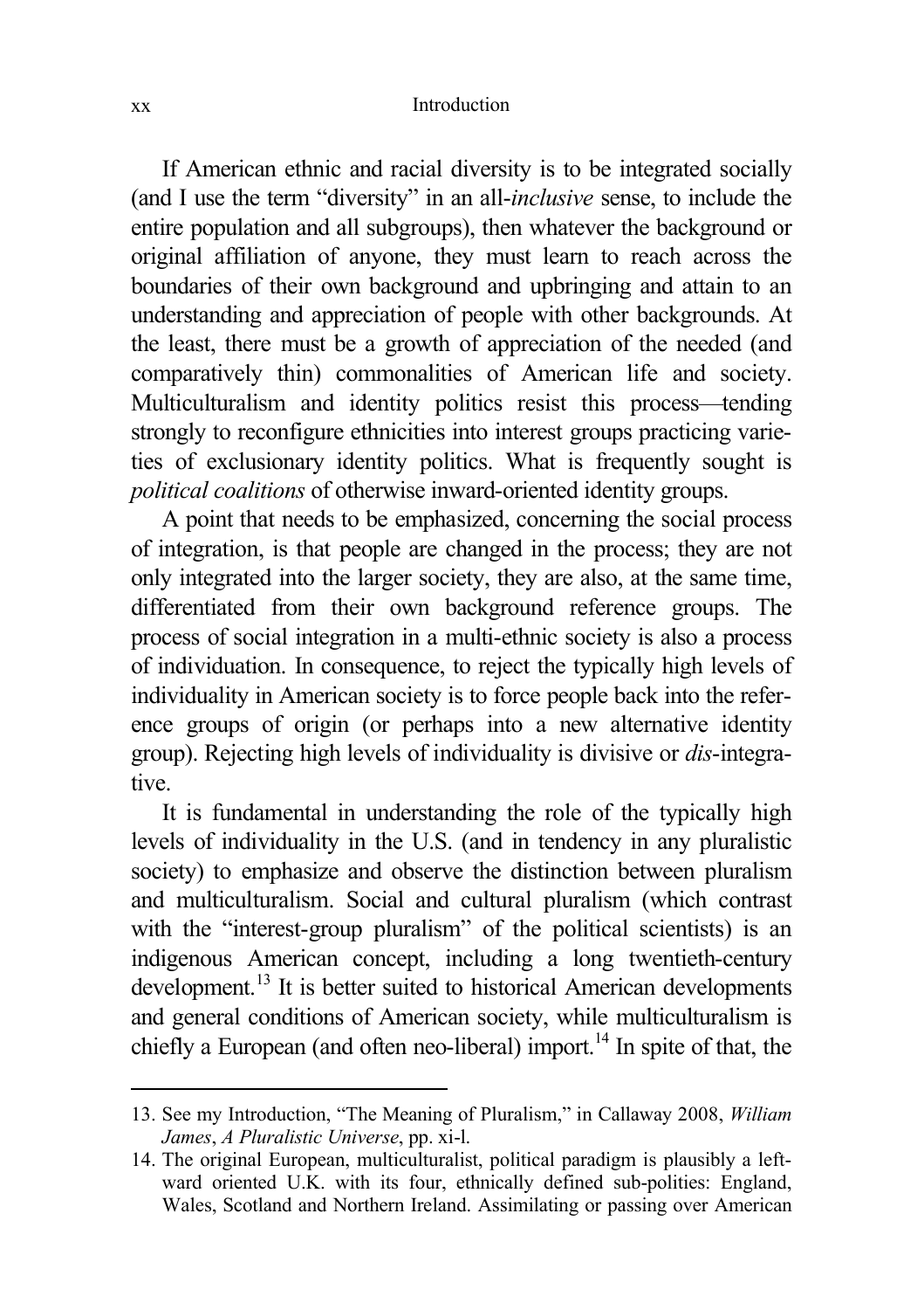If American ethnic and racial diversity is to be integrated socially (and I use the term "diversity" in an all-*inclusive* sense, to include the entire population and all subgroups), then whatever the background or original affiliation of anyone, they must learn to reach across the boundaries of their own background and upbringing and attain to an understanding and appreciation of people with other backgrounds. At the least, there must be a growth of appreciation of the needed (and comparatively thin) commonalities of American life and society. Multiculturalism and identity politics resist this process—tending strongly to reconfigure ethnicities into interest groups practicing varieties of exclusionary identity politics. What is frequently sought is *political coalitions* of otherwise inward-oriented identity groups.

A point that needs to be emphasized, concerning the social process of integration, is that people are changed in the process; they are not only integrated into the larger society, they are also, at the same time, differentiated from their own background reference groups. The process of social integration in a multi-ethnic society is also a process of individuation. In consequence, to reject the typically high levels of individuality in American society is to force people back into the reference groups of origin (or perhaps into a new alternative identity group). Rejecting high levels of individuality is divisive or *dis*-integrative.

It is fundamental in understanding the role of the typically high levels of individuality in the U.S. (and in tendency in any pluralistic society) to emphasize and observe the distinction between pluralism and multiculturalism. Social and cultural pluralism (which contrast with the "interest-group pluralism" of the political scientists) is an indigenous American concept, including a long twentieth-century development.[13] It is better suited to historical American developments and general conditions of American society, while multiculturalism is chiefly a European (and often neo-liberal) import.[14] In spite of that, the

---

13. See my Introduction, "The Meaning of Pluralism," in Callaway 2008, *William James*, *A Pluralistic Universe*, pp. xi-l.

14. The original European, multiculturalist, political paradigm is plausibly a leftward oriented U.K. with its four, ethnically defined sub-polities: England, Wales, Scotland and Northern Ireland. Assimilating or passing over American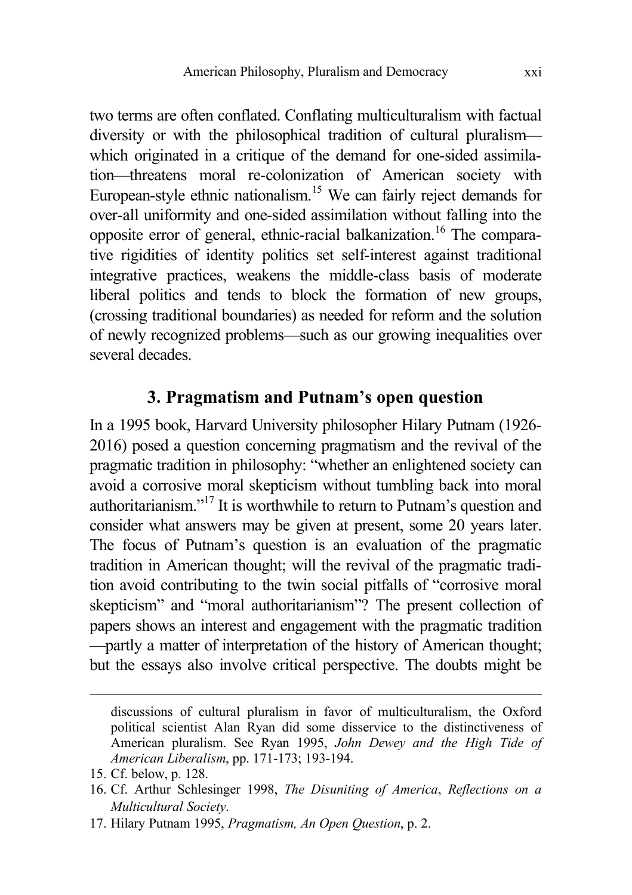two terms are often conflated. Conflating multiculturalism with factual diversity or with the philosophical tradition of cultural pluralism—which originated in a critique of the demand for one-sided assimilation—threatens moral re-colonization of American society with European-style ethnic nationalism.[15] We can fairly reject demands for over-all uniformity and one-sided assimilation without falling into the opposite error of general, ethnic-racial balkanization.[16] The comparative rigidities of identity politics set self-interest against traditional integrative practices, weakens the middle-class basis of moderate liberal politics and tends to block the formation of new groups, (crossing traditional boundaries) as needed for reform and the solution of newly recognized problems—such as our growing inequalities over several decades.

## 3. Pragmatism and Putnam's open question

In a 1995 book, Harvard University philosopher Hilary Putnam (1926-2016) posed a question concerning pragmatism and the revival of the pragmatic tradition in philosophy: "whether an enlightened society can avoid a corrosive moral skepticism without tumbling back into moral authoritarianism."[17] It is worthwhile to return to Putnam's question and consider what answers may be given at present, some 20 years later. The focus of Putnam's question is an evaluation of the pragmatic tradition in American thought; will the revival of the pragmatic tradition avoid contributing to the twin social pitfalls of "corrosive moral skepticism" and "moral authoritarianism"? The present collection of papers shows an interest and engagement with the pragmatic tradition—partly a matter of interpretation of the history of American thought; but the essays also involve critical perspective. The doubts might be

---

discussions of cultural pluralism in favor of multiculturalism, the Oxford political scientist Alan Ryan did some disservice to the distinctiveness of American pluralism. See Ryan 1995, *John Dewey and the High Tide of American Liberalism*, pp. 171-173; 193-194.

15. Cf. below, p. 128.
16. Cf. Arthur Schlesinger 1998, *The Disuniting of America*, *Reflections on a Multicultural Society*.
17. Hilary Putnam 1995, *Pragmatism, An Open Question*, p. 2.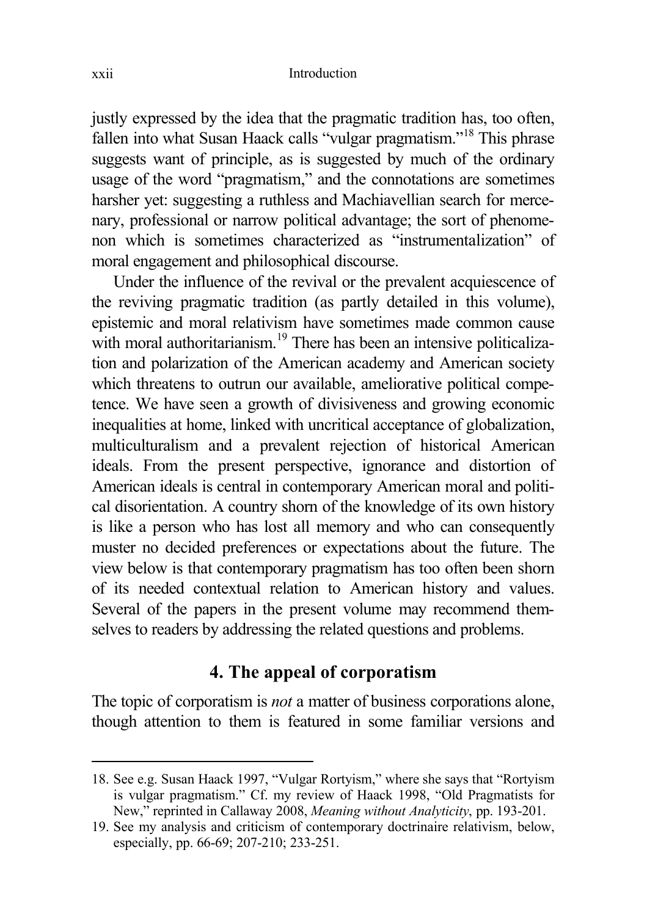justly expressed by the idea that the pragmatic tradition has, too often, fallen into what Susan Haack calls "vulgar pragmatism."[18] This phrase suggests want of principle, as is suggested by much of the ordinary usage of the word "pragmatism," and the connotations are sometimes harsher yet: suggesting a ruthless and Machiavellian search for mercenary, professional or narrow political advantage; the sort of phenomenon which is sometimes characterized as "instrumentalization" of moral engagement and philosophical discourse.

Under the influence of the revival or the prevalent acquiescence of the reviving pragmatic tradition (as partly detailed in this volume), epistemic and moral relativism have sometimes made common cause with moral authoritarianism.[19] There has been an intensive politicalization and polarization of the American academy and American society which threatens to outrun our available, ameliorative political competence. We have seen a growth of divisiveness and growing economic inequalities at home, linked with uncritical acceptance of globalization, multiculturalism and a prevalent rejection of historical American ideals. From the present perspective, ignorance and distortion of American ideals is central in contemporary American moral and political disorientation. A country shorn of the knowledge of its own history is like a person who has lost all memory and who can consequently muster no decided preferences or expectations about the future. The view below is that contemporary pragmatism has too often been shorn of its needed contextual relation to American history and values. Several of the papers in the present volume may recommend themselves to readers by addressing the related questions and problems.

## 4. The appeal of corporatism

The topic of corporatism is *not* a matter of business corporations alone, though attention to them is featured in some familiar versions and

18. See e.g. Susan Haack 1997, "Vulgar Rortyism," where she says that "Rortyism is vulgar pragmatism." Cf. my review of Haack 1998, "Old Pragmatists for New," reprinted in Callaway 2008, *Meaning without Analyticity*, pp. 193-201.

19. See my analysis and criticism of contemporary doctrinaire relativism, below, especially, pp. 66-69; 207-210; 233-251.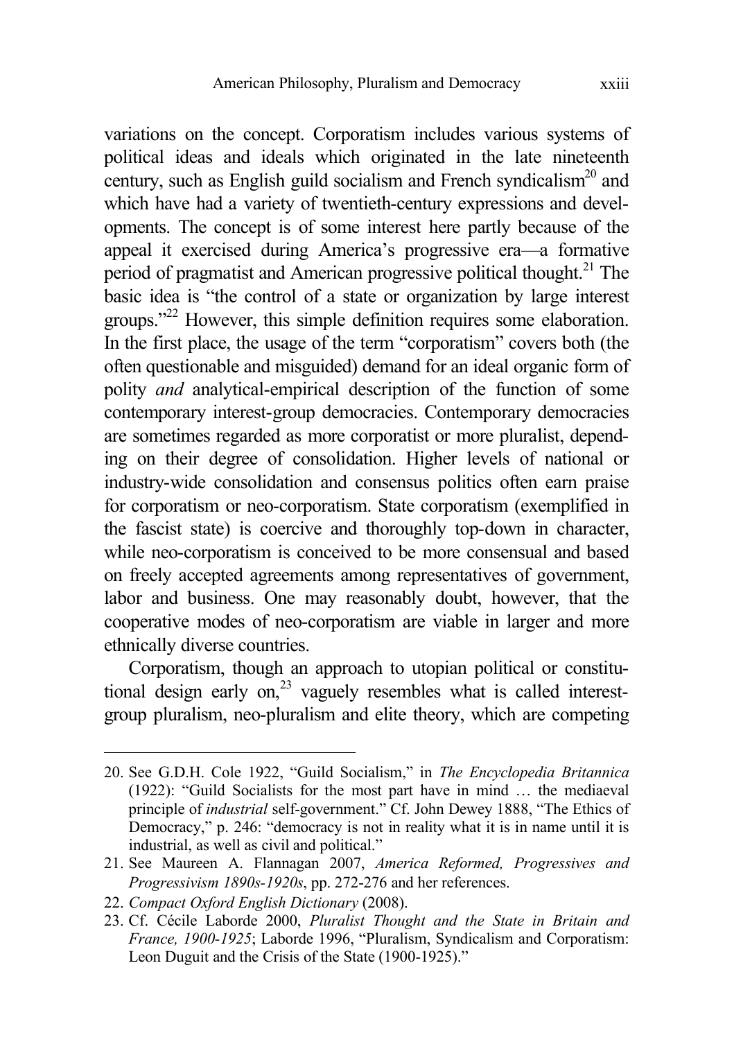variations on the concept. Corporatism includes various systems of political ideas and ideals which originated in the late nineteenth century, such as English guild socialism and French syndicalism[20] and which have had a variety of twentieth-century expressions and developments. The concept is of some interest here partly because of the appeal it exercised during America's progressive era—a formative period of pragmatist and American progressive political thought.[21] The basic idea is "the control of a state or organization by large interest groups."[22] However, this simple definition requires some elaboration. In the first place, the usage of the term "corporatism" covers both (the often questionable and misguided) demand for an ideal organic form of polity *and* analytical-empirical description of the function of some contemporary interest-group democracies. Contemporary democracies are sometimes regarded as more corporatist or more pluralist, depending on their degree of consolidation. Higher levels of national or industry-wide consolidation and consensus politics often earn praise for corporatism or neo-corporatism. State corporatism (exemplified in the fascist state) is coercive and thoroughly top-down in character, while neo-corporatism is conceived to be more consensual and based on freely accepted agreements among representatives of government, labor and business. One may reasonably doubt, however, that the cooperative modes of neo-corporatism are viable in larger and more ethnically diverse countries.

Corporatism, though an approach to utopian political or constitutional design early on,[23] vaguely resembles what is called interest-group pluralism, neo-pluralism and elite theory, which are competing

---

20. See G.D.H. Cole 1922, "Guild Socialism," in *The Encyclopedia Britannica* (1922): "Guild Socialists for the most part have in mind … the mediaeval principle of *industrial* self-government." Cf. John Dewey 1888, "The Ethics of Democracy," p. 246: "democracy is not in reality what it is in name until it is industrial, as well as civil and political."

21. See Maureen A. Flannagan 2007, *America Reformed, Progressives and Progressivism 1890s-1920s*, pp. 272-276 and her references.

22. *Compact Oxford English Dictionary* (2008).

23. Cf. Cécile Laborde 2000, *Pluralist Thought and the State in Britain and France, 1900-1925*; Laborde 1996, "Pluralism, Syndicalism and Corporatism: Leon Duguit and the Crisis of the State (1900-1925)."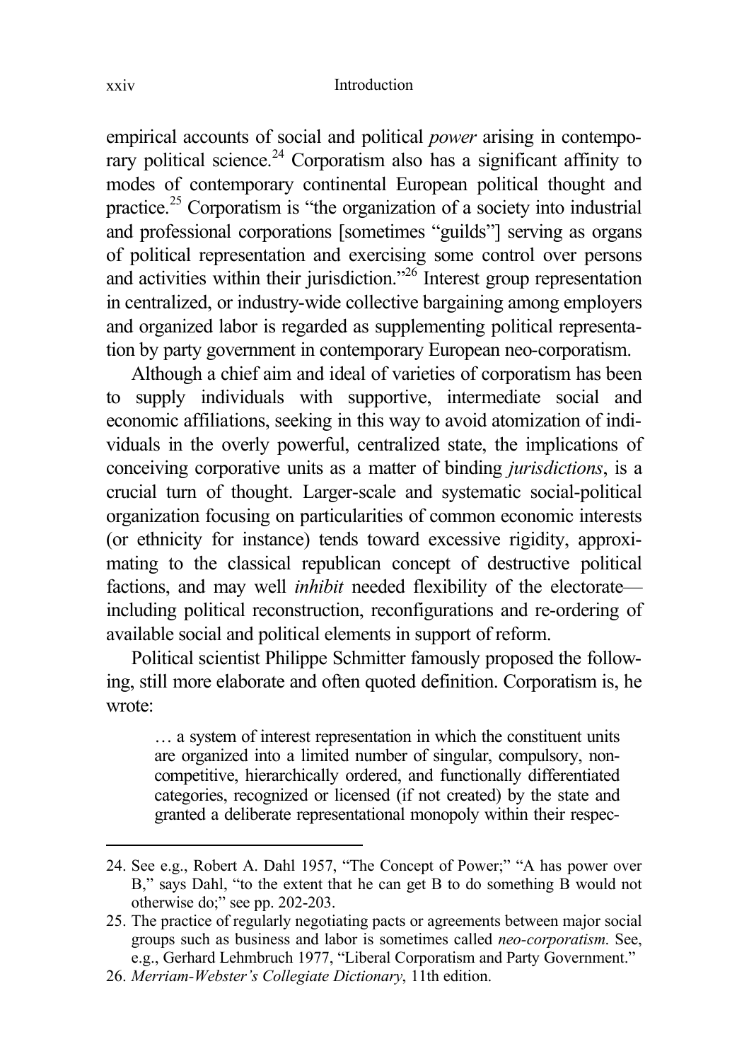empirical accounts of social and political *power* arising in contemporary political science.[24] Corporatism also has a significant affinity to modes of contemporary continental European political thought and practice.[25] Corporatism is "the organization of a society into industrial and professional corporations [sometimes "guilds"] serving as organs of political representation and exercising some control over persons and activities within their jurisdiction."[26] Interest group representation in centralized, or industry-wide collective bargaining among employers and organized labor is regarded as supplementing political representation by party government in contemporary European neo-corporatism.

Although a chief aim and ideal of varieties of corporatism has been to supply individuals with supportive, intermediate social and economic affiliations, seeking in this way to avoid atomization of individuals in the overly powerful, centralized state, the implications of conceiving corporative units as a matter of binding *jurisdictions*, is a crucial turn of thought. Larger-scale and systematic social-political organization focusing on particularities of common economic interests (or ethnicity for instance) tends toward excessive rigidity, approximating to the classical republican concept of destructive political factions, and may well *inhibit* needed flexibility of the electorate—including political reconstruction, reconfigurations and re-ordering of available social and political elements in support of reform.

Political scientist Philippe Schmitter famously proposed the following, still more elaborate and often quoted definition. Corporatism is, he wrote:

> … a system of interest representation in which the constituent units are organized into a limited number of singular, compulsory, non-competitive, hierarchically ordered, and functionally differentiated categories, recognized or licensed (if not created) by the state and granted a deliberate representational monopoly within their respec-

---

24. See e.g., Robert A. Dahl 1957, "The Concept of Power;" "A has power over B," says Dahl, "to the extent that he can get B to do something B would not otherwise do;" see pp. 202-203.

25. The practice of regularly negotiating pacts or agreements between major social groups such as business and labor is sometimes called *neo-corporatism*. See, e.g., Gerhard Lehmbruch 1977, "Liberal Corporatism and Party Government."

26. *Merriam-Webster's Collegiate Dictionary*, 11th edition.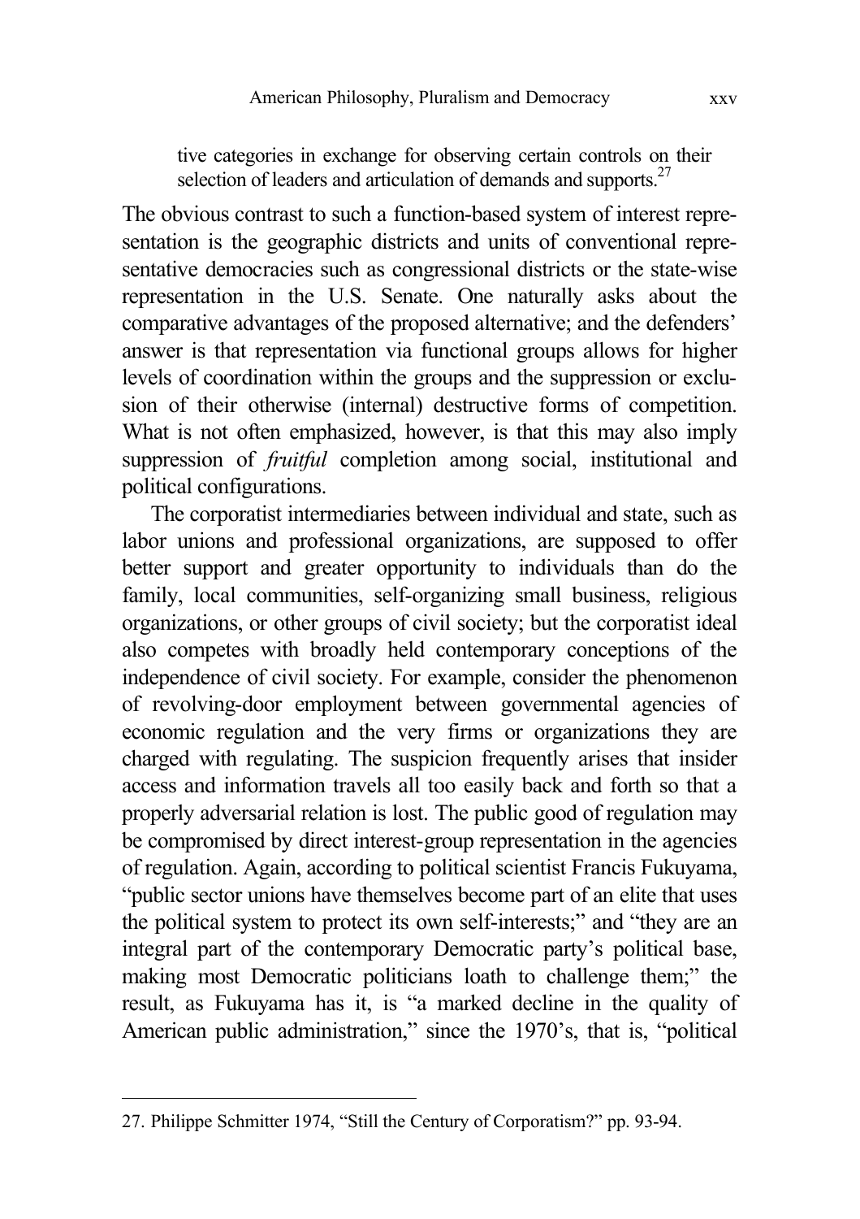tive categories in exchange for observing certain controls on their selection of leaders and articulation of demands and supports.[27]

The obvious contrast to such a function-based system of interest representation is the geographic districts and units of conventional representative democracies such as congressional districts or the state-wise representation in the U.S. Senate. One naturally asks about the comparative advantages of the proposed alternative; and the defenders' answer is that representation via functional groups allows for higher levels of coordination within the groups and the suppression or exclusion of their otherwise (internal) destructive forms of competition. What is not often emphasized, however, is that this may also imply suppression of *fruitful* completion among social, institutional and political configurations.

The corporatist intermediaries between individual and state, such as labor unions and professional organizations, are supposed to offer better support and greater opportunity to individuals than do the family, local communities, self-organizing small business, religious organizations, or other groups of civil society; but the corporatist ideal also competes with broadly held contemporary conceptions of the independence of civil society. For example, consider the phenomenon of revolving-door employment between governmental agencies of economic regulation and the very firms or organizations they are charged with regulating. The suspicion frequently arises that insider access and information travels all too easily back and forth so that a properly adversarial relation is lost. The public good of regulation may be compromised by direct interest-group representation in the agencies of regulation. Again, according to political scientist Francis Fukuyama, "public sector unions have themselves become part of an elite that uses the political system to protect its own self-interests;" and "they are an integral part of the contemporary Democratic party's political base, making most Democratic politicians loath to challenge them;" the result, as Fukuyama has it, is "a marked decline in the quality of American public administration," since the 1970's, that is, "political

27. Philippe Schmitter 1974, "Still the Century of Corporatism?" pp. 93-94.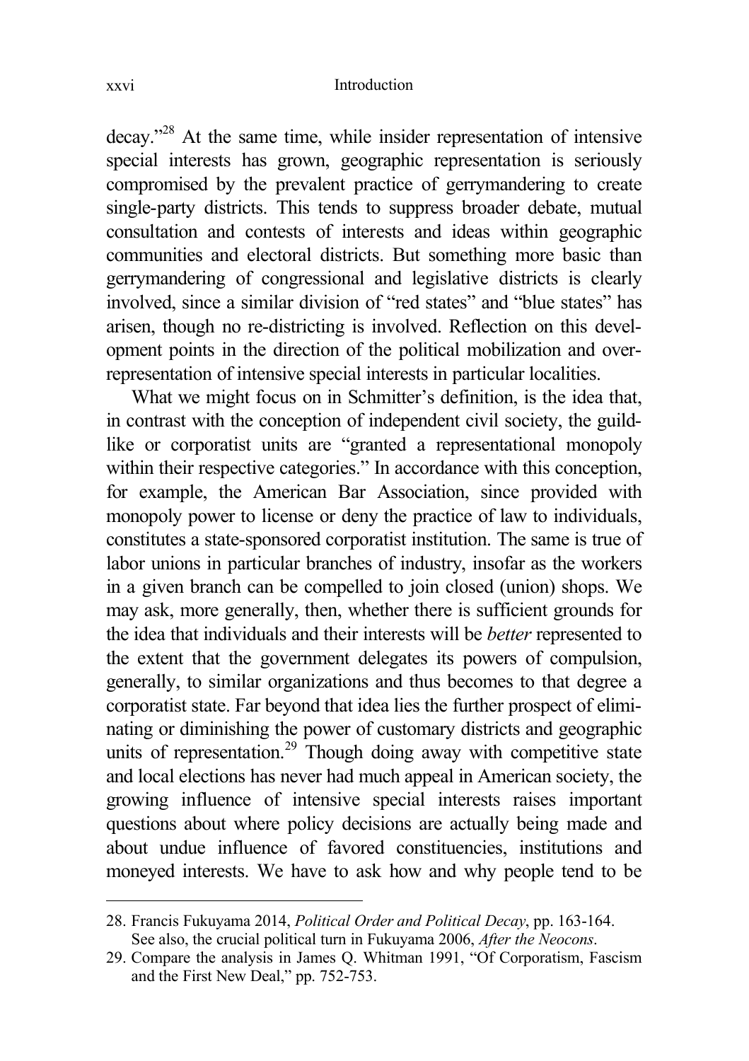decay."[28] At the same time, while insider representation of intensive special interests has grown, geographic representation is seriously compromised by the prevalent practice of gerrymandering to create single-party districts. This tends to suppress broader debate, mutual consultation and contests of interests and ideas within geographic communities and electoral districts. But something more basic than gerrymandering of congressional and legislative districts is clearly involved, since a similar division of "red states" and "blue states" has arisen, though no re-districting is involved. Reflection on this development points in the direction of the political mobilization and over-representation of intensive special interests in particular localities.

What we might focus on in Schmitter's definition, is the idea that, in contrast with the conception of independent civil society, the guild-like or corporatist units are "granted a representational monopoly within their respective categories." In accordance with this conception, for example, the American Bar Association, since provided with monopoly power to license or deny the practice of law to individuals, constitutes a state-sponsored corporatist institution. The same is true of labor unions in particular branches of industry, insofar as the workers in a given branch can be compelled to join closed (union) shops. We may ask, more generally, then, whether there is sufficient grounds for the idea that individuals and their interests will be *better* represented to the extent that the government delegates its powers of compulsion, generally, to similar organizations and thus becomes to that degree a corporatist state. Far beyond that idea lies the further prospect of eliminating or diminishing the power of customary districts and geographic units of representation.[29] Though doing away with competitive state and local elections has never had much appeal in American society, the growing influence of intensive special interests raises important questions about where policy decisions are actually being made and about undue influence of favored constituencies, institutions and moneyed interests. We have to ask how and why people tend to be

---

28. Francis Fukuyama 2014, *Political Order and Political Decay*, pp. 163-164. See also, the crucial political turn in Fukuyama 2006, *After the Neocons*.

29. Compare the analysis in James Q. Whitman 1991, "Of Corporatism, Fascism and the First New Deal," pp. 752-753.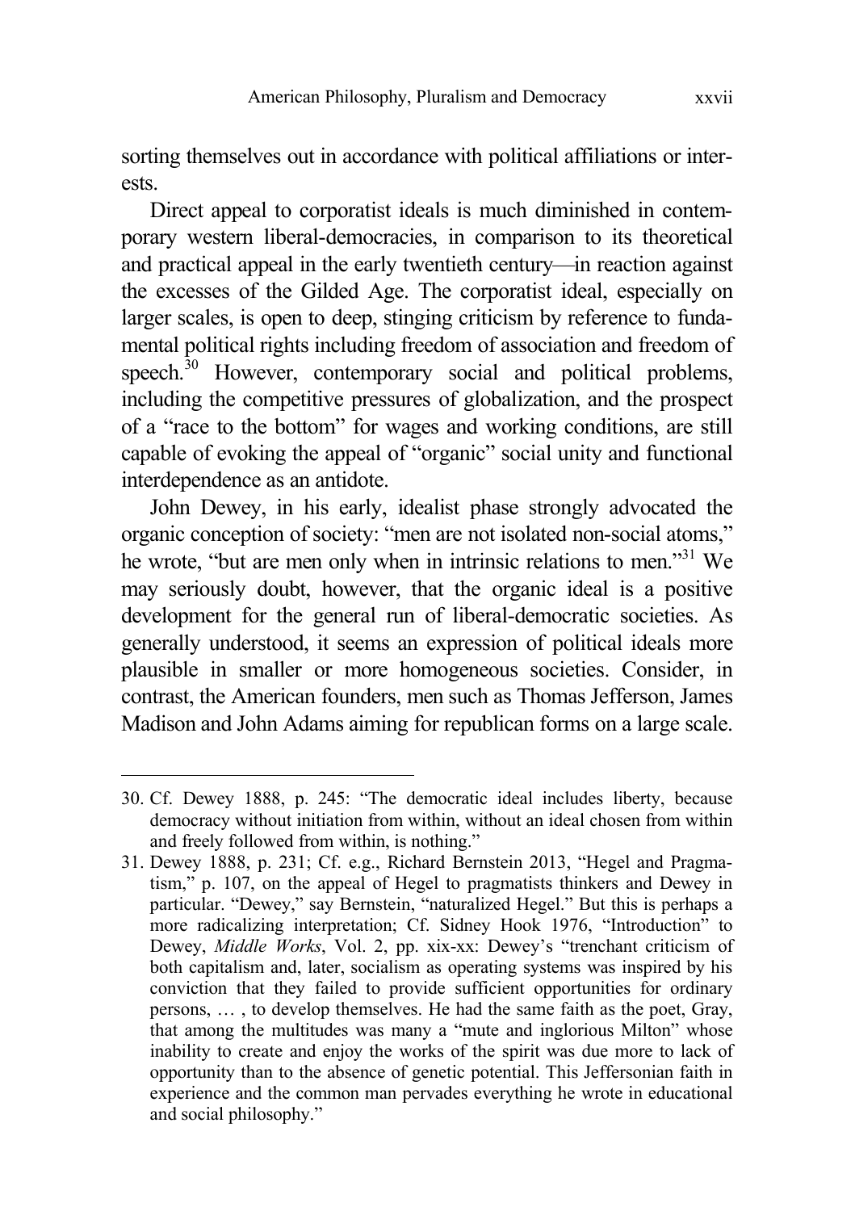sorting themselves out in accordance with political affiliations or interests.

Direct appeal to corporatist ideals is much diminished in contemporary western liberal-democracies, in comparison to its theoretical and practical appeal in the early twentieth century—in reaction against the excesses of the Gilded Age. The corporatist ideal, especially on larger scales, is open to deep, stinging criticism by reference to fundamental political rights including freedom of association and freedom of speech.[30] However, contemporary social and political problems, including the competitive pressures of globalization, and the prospect of a "race to the bottom" for wages and working conditions, are still capable of evoking the appeal of "organic" social unity and functional interdependence as an antidote.

John Dewey, in his early, idealist phase strongly advocated the organic conception of society: "men are not isolated non-social atoms," he wrote, "but are men only when in intrinsic relations to men."[31] We may seriously doubt, however, that the organic ideal is a positive development for the general run of liberal-democratic societies. As generally understood, it seems an expression of political ideals more plausible in smaller or more homogeneous societies. Consider, in contrast, the American founders, men such as Thomas Jefferson, James Madison and John Adams aiming for republican forms on a large scale.

---

30. Cf. Dewey 1888, p. 245: "The democratic ideal includes liberty, because democracy without initiation from within, without an ideal chosen from within and freely followed from within, is nothing."

31. Dewey 1888, p. 231; Cf. e.g., Richard Bernstein 2013, "Hegel and Pragmatism," p. 107, on the appeal of Hegel to pragmatists thinkers and Dewey in particular. "Dewey," say Bernstein, "naturalized Hegel." But this is perhaps a more radicalizing interpretation; Cf. Sidney Hook 1976, "Introduction" to Dewey, *Middle Works*, Vol. 2, pp. xix-xx: Dewey's "trenchant criticism of both capitalism and, later, socialism as operating systems was inspired by his conviction that they failed to provide sufficient opportunities for ordinary persons, … , to develop themselves. He had the same faith as the poet, Gray, that among the multitudes was many a "mute and inglorious Milton" whose inability to create and enjoy the works of the spirit was due more to lack of opportunity than to the absence of genetic potential. This Jeffersonian faith in experience and the common man pervades everything he wrote in educational and social philosophy."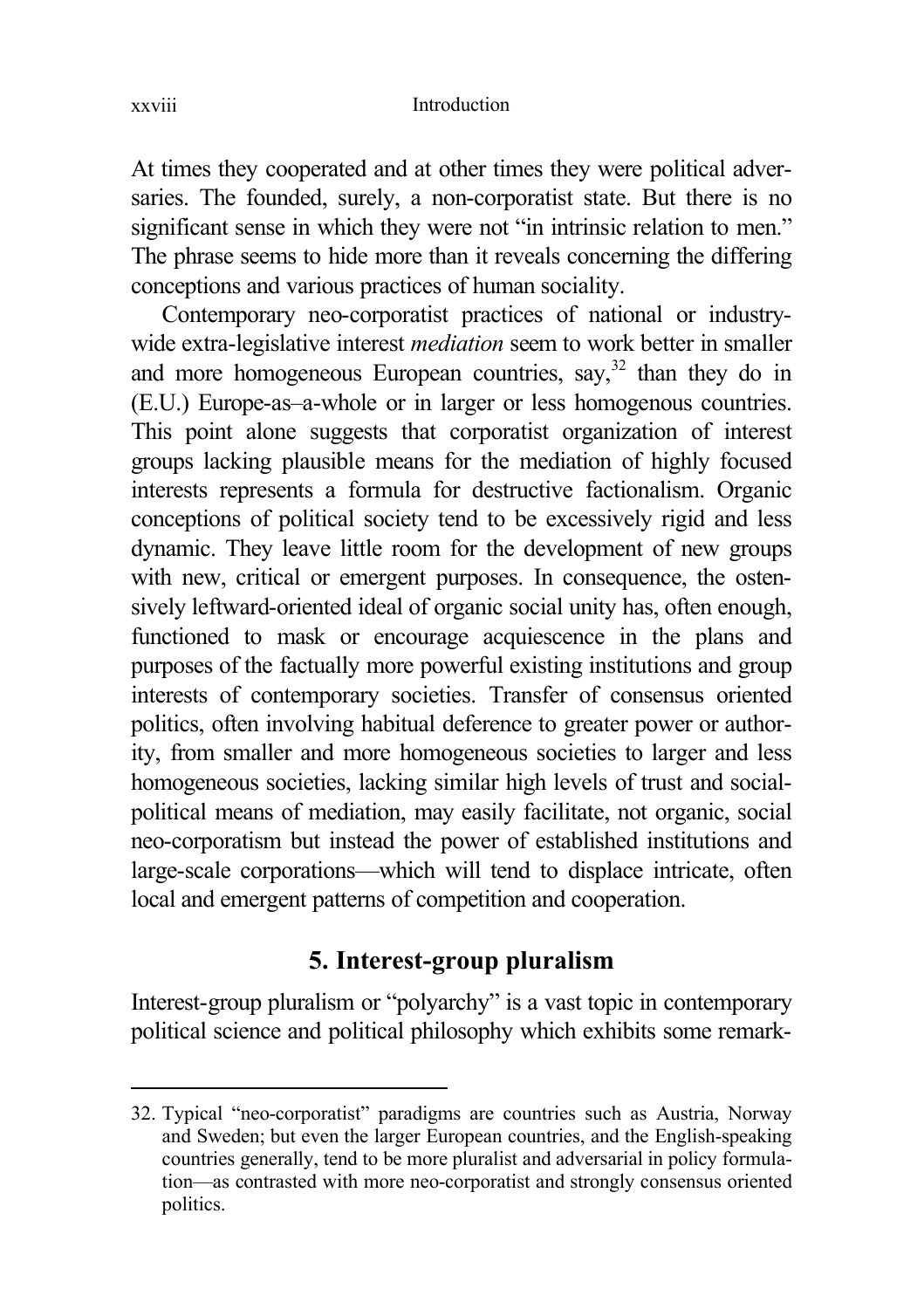At times they cooperated and at other times they were political adversaries. The founded, surely, a non-corporatist state. But there is no significant sense in which they were not "in intrinsic relation to men." The phrase seems to hide more than it reveals concerning the differing conceptions and various practices of human sociality.

Contemporary neo-corporatist practices of national or industry-wide extra-legislative interest *mediation* seem to work better in smaller and more homogeneous European countries, say,[32] than they do in (E.U.) Europe-as–a-whole or in larger or less homogenous countries. This point alone suggests that corporatist organization of interest groups lacking plausible means for the mediation of highly focused interests represents a formula for destructive factionalism. Organic conceptions of political society tend to be excessively rigid and less dynamic. They leave little room for the development of new groups with new, critical or emergent purposes. In consequence, the ostensively leftward-oriented ideal of organic social unity has, often enough, functioned to mask or encourage acquiescence in the plans and purposes of the factually more powerful existing institutions and group interests of contemporary societies. Transfer of consensus oriented politics, often involving habitual deference to greater power or authority, from smaller and more homogeneous societies to larger and less homogeneous societies, lacking similar high levels of trust and social-political means of mediation, may easily facilitate, not organic, social neo-corporatism but instead the power of established institutions and large-scale corporations—which will tend to displace intricate, often local and emergent patterns of competition and cooperation.

## 5. Interest-group pluralism

Interest-group pluralism or "polyarchy" is a vast topic in contemporary political science and political philosophy which exhibits some remark-

---

32. Typical "neo-corporatist" paradigms are countries such as Austria, Norway and Sweden; but even the larger European countries, and the English-speaking countries generally, tend to be more pluralist and adversarial in policy formulation—as contrasted with more neo-corporatist and strongly consensus oriented politics.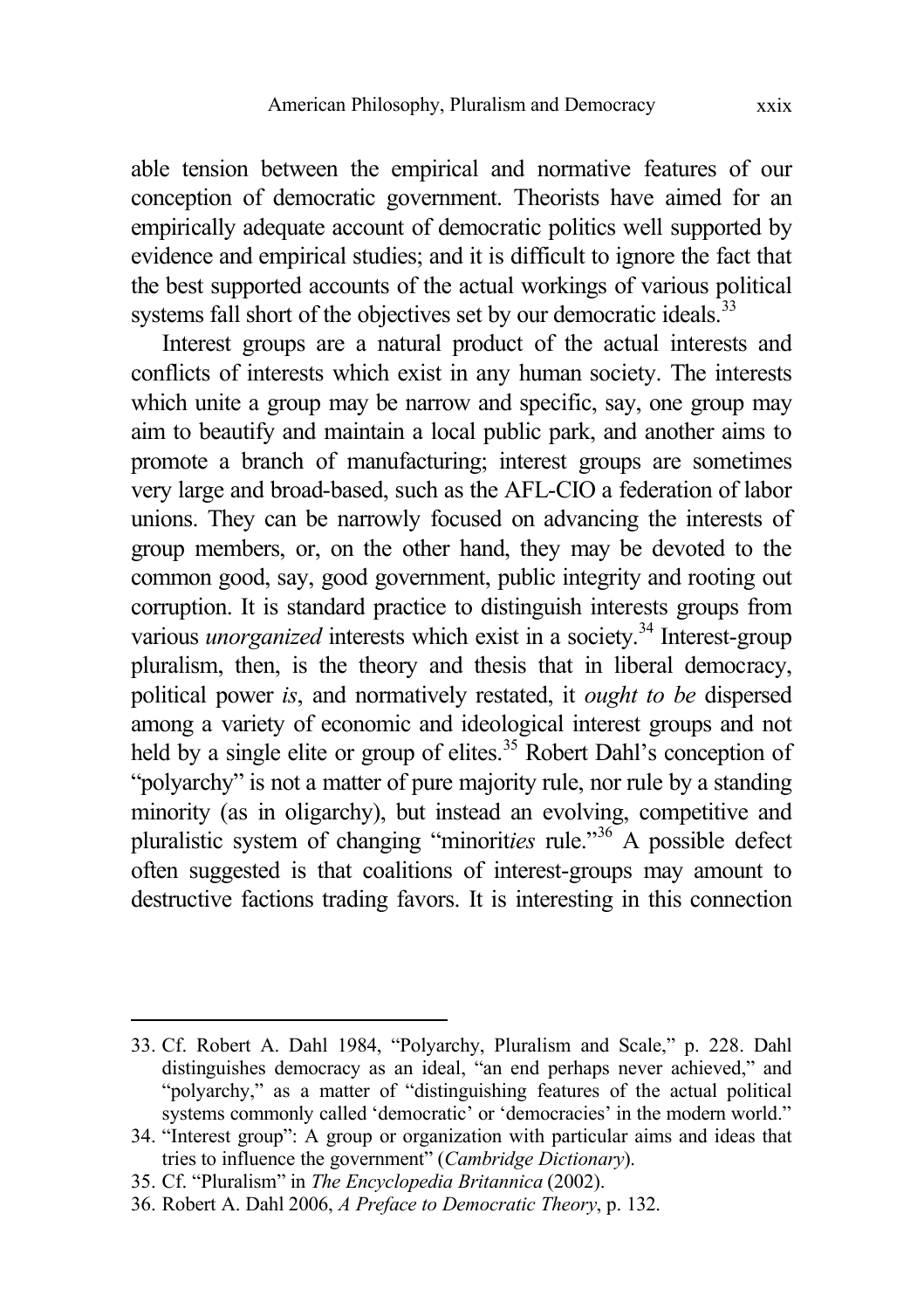able tension between the empirical and normative features of our conception of democratic government. Theorists have aimed for an empirically adequate account of democratic politics well supported by evidence and empirical studies; and it is difficult to ignore the fact that the best supported accounts of the actual workings of various political systems fall short of the objectives set by our democratic ideals.[33]

Interest groups are a natural product of the actual interests and conflicts of interests which exist in any human society. The interests which unite a group may be narrow and specific, say, one group may aim to beautify and maintain a local public park, and another aims to promote a branch of manufacturing; interest groups are sometimes very large and broad-based, such as the AFL-CIO a federation of labor unions. They can be narrowly focused on advancing the interests of group members, or, on the other hand, they may be devoted to the common good, say, good government, public integrity and rooting out corruption. It is standard practice to distinguish interests groups from various *unorganized* interests which exist in a society.[34] Interest-group pluralism, then, is the theory and thesis that in liberal democracy, political power *is*, and normatively restated, it *ought to be* dispersed among a variety of economic and ideological interest groups and not held by a single elite or group of elites.[35] Robert Dahl's conception of "polyarchy" is not a matter of pure majority rule, nor rule by a standing minority (as in oligarchy), but instead an evolving, competitive and pluralistic system of changing "minorit*ies* rule."[36] A possible defect often suggested is that coalitions of interest-groups may amount to destructive factions trading favors. It is interesting in this connection

---

33. Cf. Robert A. Dahl 1984, "Polyarchy, Pluralism and Scale," p. 228. Dahl distinguishes democracy as an ideal, "an end perhaps never achieved," and "polyarchy," as a matter of "distinguishing features of the actual political systems commonly called 'democratic' or 'democracies' in the modern world."
34. "Interest group": A group or organization with particular aims and ideas that tries to influence the government" (*Cambridge Dictionary*).
35. Cf. "Pluralism" in *The Encyclopedia Britannica* (2002).
36. Robert A. Dahl 2006, *A Preface to Democratic Theory*, p. 132.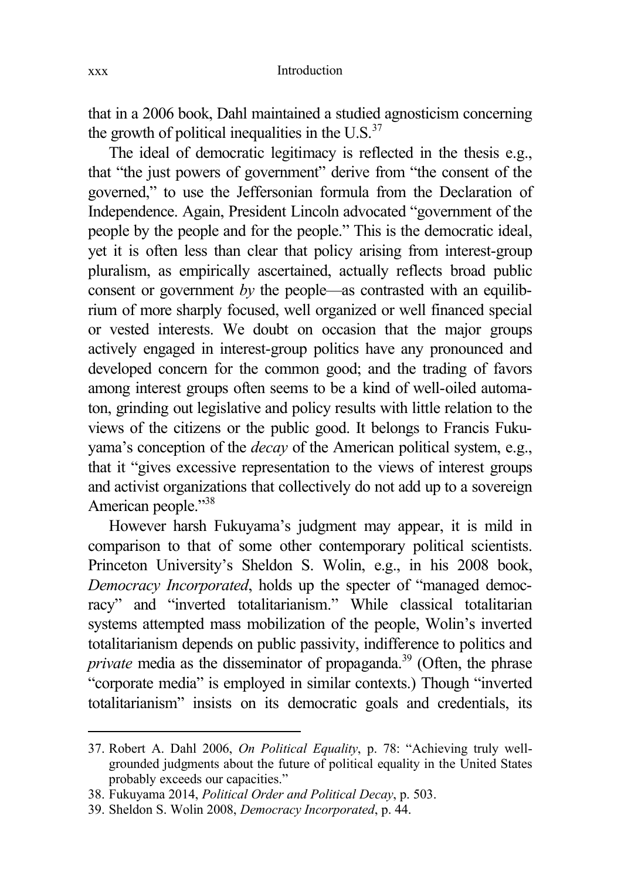that in a 2006 book, Dahl maintained a studied agnosticism concerning the growth of political inequalities in the U.S.[37]

The ideal of democratic legitimacy is reflected in the thesis e.g., that "the just powers of government" derive from "the consent of the governed," to use the Jeffersonian formula from the Declaration of Independence. Again, President Lincoln advocated "government of the people by the people and for the people." This is the democratic ideal, yet it is often less than clear that policy arising from interest-group pluralism, as empirically ascertained, actually reflects broad public consent or government *by* the people—as contrasted with an equilibrium of more sharply focused, well organized or well financed special or vested interests. We doubt on occasion that the major groups actively engaged in interest-group politics have any pronounced and developed concern for the common good; and the trading of favors among interest groups often seems to be a kind of well-oiled automaton, grinding out legislative and policy results with little relation to the views of the citizens or the public good. It belongs to Francis Fukuyama's conception of the *decay* of the American political system, e.g., that it "gives excessive representation to the views of interest groups and activist organizations that collectively do not add up to a sovereign American people."[38]

However harsh Fukuyama's judgment may appear, it is mild in comparison to that of some other contemporary political scientists. Princeton University's Sheldon S. Wolin, e.g., in his 2008 book, *Democracy Incorporated*, holds up the specter of "managed democracy" and "inverted totalitarianism." While classical totalitarian systems attempted mass mobilization of the people, Wolin's inverted totalitarianism depends on public passivity, indifference to politics and *private* media as the disseminator of propaganda.[39] (Often, the phrase "corporate media" is employed in similar contexts.) Though "inverted totalitarianism" insists on its democratic goals and credentials, its

---

37. Robert A. Dahl 2006, *On Political Equality*, p. 78: "Achieving truly well-grounded judgments about the future of political equality in the United States probably exceeds our capacities."
38. Fukuyama 2014, *Political Order and Political Decay*, p. 503.
39. Sheldon S. Wolin 2008, *Democracy Incorporated*, p. 44.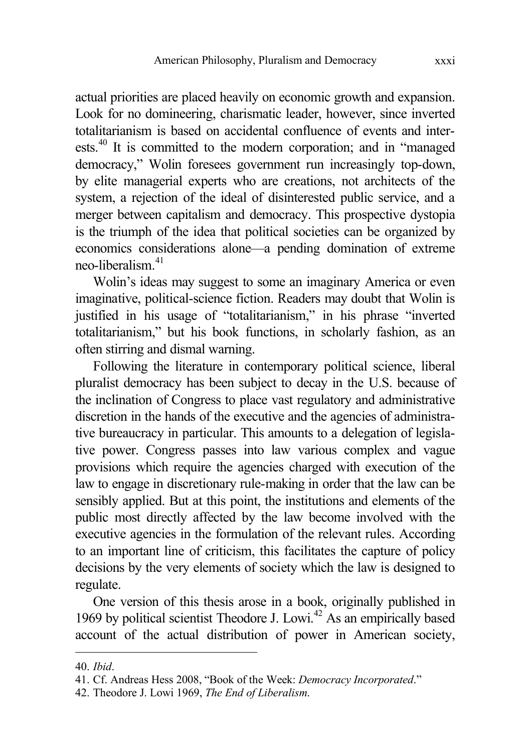actual priorities are placed heavily on economic growth and expansion. Look for no domineering, charismatic leader, however, since inverted totalitarianism is based on accidental confluence of events and interests.[40] It is committed to the modern corporation; and in "managed democracy," Wolin foresees government run increasingly top-down, by elite managerial experts who are creations, not architects of the system, a rejection of the ideal of disinterested public service, and a merger between capitalism and democracy. This prospective dystopia is the triumph of the idea that political societies can be organized by economics considerations alone—a pending domination of extreme neo-liberalism.[41]

Wolin's ideas may suggest to some an imaginary America or even imaginative, political-science fiction. Readers may doubt that Wolin is justified in his usage of "totalitarianism," in his phrase "inverted totalitarianism," but his book functions, in scholarly fashion, as an often stirring and dismal warning.

Following the literature in contemporary political science, liberal pluralist democracy has been subject to decay in the U.S. because of the inclination of Congress to place vast regulatory and administrative discretion in the hands of the executive and the agencies of administrative bureaucracy in particular. This amounts to a delegation of legislative power. Congress passes into law various complex and vague provisions which require the agencies charged with execution of the law to engage in discretionary rule-making in order that the law can be sensibly applied. But at this point, the institutions and elements of the public most directly affected by the law become involved with the executive agencies in the formulation of the relevant rules. According to an important line of criticism, this facilitates the capture of policy decisions by the very elements of society which the law is designed to regulate.

One version of this thesis arose in a book, originally published in 1969 by political scientist Theodore J. Lowi.[42] As an empirically based account of the actual distribution of power in American society,

---

40. *Ibid*.

41. Cf. Andreas Hess 2008, "Book of the Week: *Democracy Incorporated*."

42. Theodore J. Lowi 1969, *The End of Liberalism*.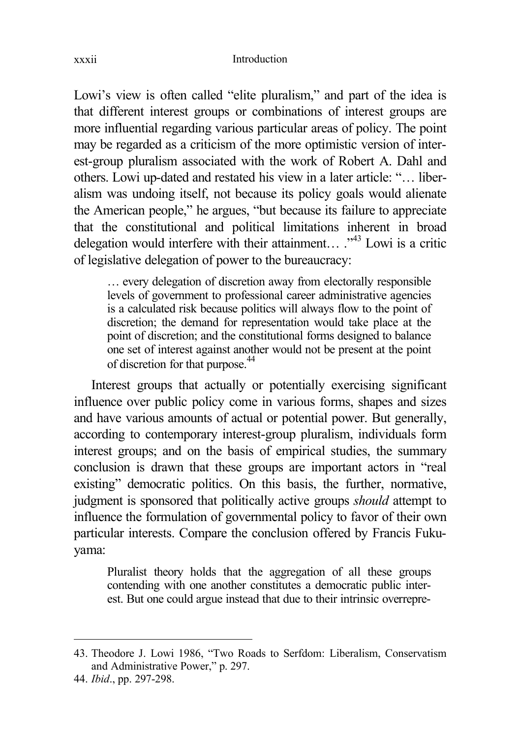Lowi's view is often called "elite pluralism," and part of the idea is that different interest groups or combinations of interest groups are more influential regarding various particular areas of policy. The point may be regarded as a criticism of the more optimistic version of interest-group pluralism associated with the work of Robert A. Dahl and others. Lowi up-dated and restated his view in a later article: "… liberalism was undoing itself, not because its policy goals would alienate the American people," he argues, "but because its failure to appreciate that the constitutional and political limitations inherent in broad delegation would interfere with their attainment… ."[43] Lowi is a critic of legislative delegation of power to the bureaucracy:

> … every delegation of discretion away from electorally responsible levels of government to professional career administrative agencies is a calculated risk because politics will always flow to the point of discretion; the demand for representation would take place at the point of discretion; and the constitutional forms designed to balance one set of interest against another would not be present at the point of discretion for that purpose.[44]

Interest groups that actually or potentially exercising significant influence over public policy come in various forms, shapes and sizes and have various amounts of actual or potential power. But generally, according to contemporary interest-group pluralism, individuals form interest groups; and on the basis of empirical studies, the summary conclusion is drawn that these groups are important actors in "real existing" democratic politics. On this basis, the further, normative, judgment is sponsored that politically active groups *should* attempt to influence the formulation of governmental policy to favor of their own particular interests. Compare the conclusion offered by Francis Fukuyama:

> Pluralist theory holds that the aggregation of all these groups contending with one another constitutes a democratic public interest. But one could argue instead that due to their intrinsic overrepre-

---

43. Theodore J. Lowi 1986, "Two Roads to Serfdom: Liberalism, Conservatism and Administrative Power," p. 297.

44. *Ibid*., pp. 297-298.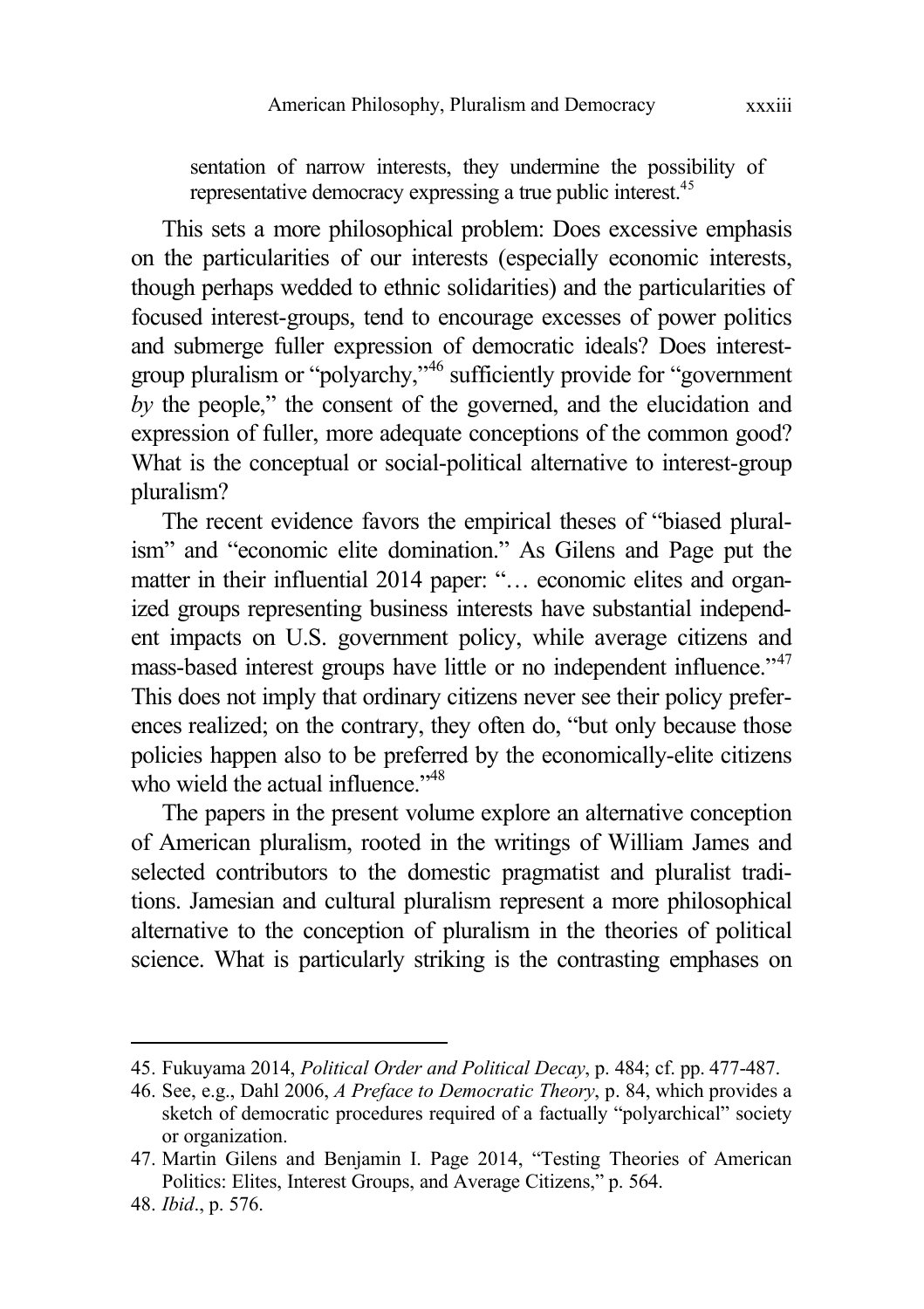sentation of narrow interests, they undermine the possibility of representative democracy expressing a true public interest.[45]

This sets a more philosophical problem: Does excessive emphasis on the particularities of our interests (especially economic interests, though perhaps wedded to ethnic solidarities) and the particularities of focused interest-groups, tend to encourage excesses of power politics and submerge fuller expression of democratic ideals? Does interest-group pluralism or "polyarchy,"[46] sufficiently provide for "government *by* the people," the consent of the governed, and the elucidation and expression of fuller, more adequate conceptions of the common good? What is the conceptual or social-political alternative to interest-group pluralism?

The recent evidence favors the empirical theses of "biased pluralism" and "economic elite domination." As Gilens and Page put the matter in their influential 2014 paper: "… economic elites and organized groups representing business interests have substantial independent impacts on U.S. government policy, while average citizens and mass-based interest groups have little or no independent influence."[47] This does not imply that ordinary citizens never see their policy preferences realized; on the contrary, they often do, "but only because those policies happen also to be preferred by the economically-elite citizens who wield the actual influence."[48]

The papers in the present volume explore an alternative conception of American pluralism, rooted in the writings of William James and selected contributors to the domestic pragmatist and pluralist traditions. Jamesian and cultural pluralism represent a more philosophical alternative to the conception of pluralism in the theories of political science. What is particularly striking is the contrasting emphases on

---

45. Fukuyama 2014, *Political Order and Political Decay*, p. 484; cf. pp. 477-487.

46. See, e.g., Dahl 2006, *A Preface to Democratic Theory*, p. 84, which provides a sketch of democratic procedures required of a factually "polyarchical" society or organization.

47. Martin Gilens and Benjamin I. Page 2014, "Testing Theories of American Politics: Elites, Interest Groups, and Average Citizens," p. 564.

48. *Ibid*., p. 576.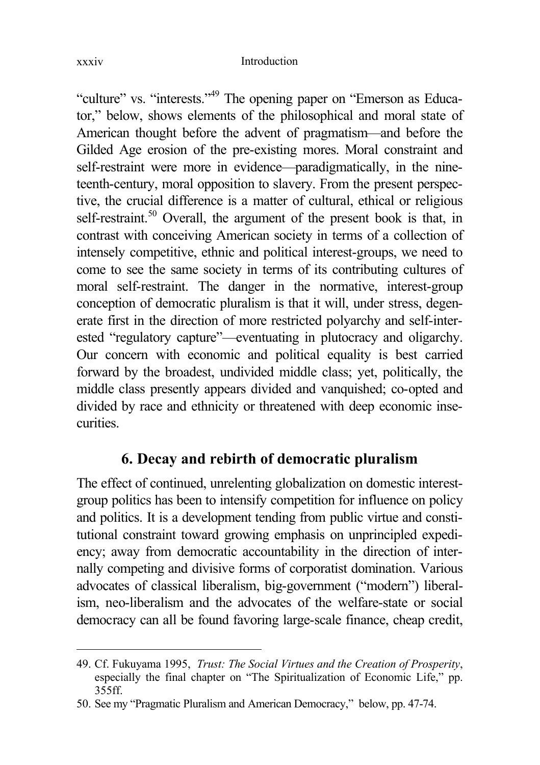"culture" vs. "interests."[49] The opening paper on "Emerson as Educator," below, shows elements of the philosophical and moral state of American thought before the advent of pragmatism—and before the Gilded Age erosion of the pre-existing mores. Moral constraint and self-restraint were more in evidence—paradigmatically, in the nineteenth-century, moral opposition to slavery. From the present perspective, the crucial difference is a matter of cultural, ethical or religious self-restraint.[50] Overall, the argument of the present book is that, in contrast with conceiving American society in terms of a collection of intensely competitive, ethnic and political interest-groups, we need to come to see the same society in terms of its contributing cultures of moral self-restraint. The danger in the normative, interest-group conception of democratic pluralism is that it will, under stress, degenerate first in the direction of more restricted polyarchy and self-interested "regulatory capture"—eventuating in plutocracy and oligarchy. Our concern with economic and political equality is best carried forward by the broadest, undivided middle class; yet, politically, the middle class presently appears divided and vanquished; co-opted and divided by race and ethnicity or threatened with deep economic insecurities.

## 6. Decay and rebirth of democratic pluralism

The effect of continued, unrelenting globalization on domestic interest-group politics has been to intensify competition for influence on policy and politics. It is a development tending from public virtue and constitutional constraint toward growing emphasis on unprincipled expediency; away from democratic accountability in the direction of internally competing and divisive forms of corporatist domination. Various advocates of classical liberalism, big-government ("modern") liberalism, neo-liberalism and the advocates of the welfare-state or social democracy can all be found favoring large-scale finance, cheap credit,

---

49. Cf. Fukuyama 1995, *Trust: The Social Virtues and the Creation of Prosperity*, especially the final chapter on "The Spiritualization of Economic Life," pp. 355ff.

50. See my "Pragmatic Pluralism and American Democracy," below, pp. 47-74.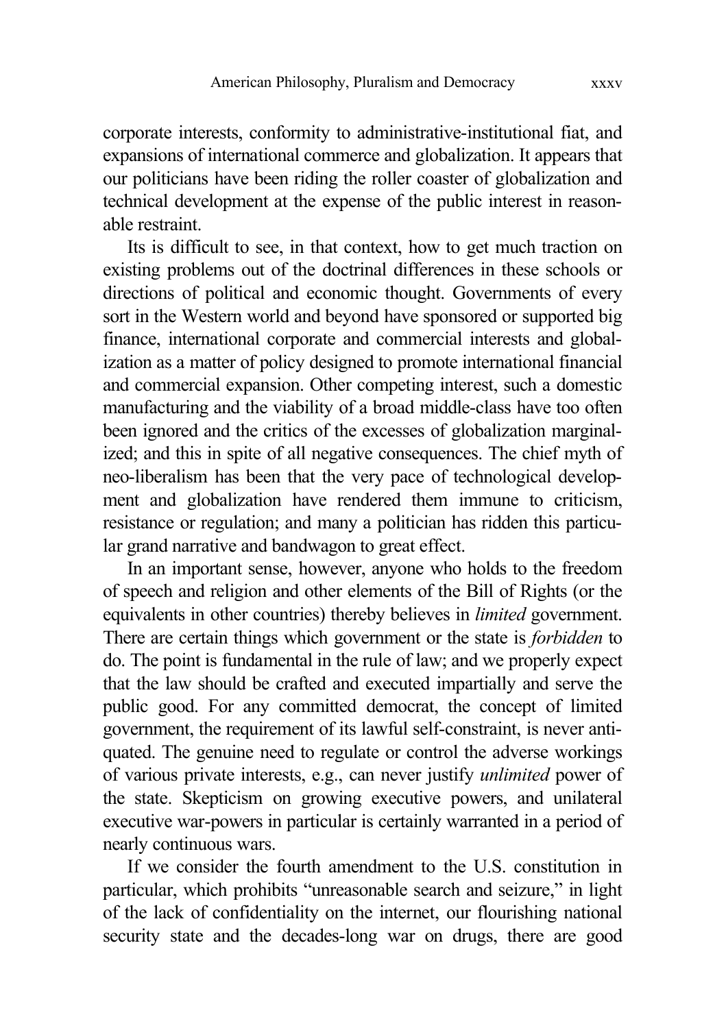corporate interests, conformity to administrative-institutional fiat, and expansions of international commerce and globalization. It appears that our politicians have been riding the roller coaster of globalization and technical development at the expense of the public interest in reasonable restraint.

Its is difficult to see, in that context, how to get much traction on existing problems out of the doctrinal differences in these schools or directions of political and economic thought. Governments of every sort in the Western world and beyond have sponsored or supported big finance, international corporate and commercial interests and globalization as a matter of policy designed to promote international financial and commercial expansion. Other competing interest, such a domestic manufacturing and the viability of a broad middle-class have too often been ignored and the critics of the excesses of globalization marginalized; and this in spite of all negative consequences. The chief myth of neo-liberalism has been that the very pace of technological development and globalization have rendered them immune to criticism, resistance or regulation; and many a politician has ridden this particular grand narrative and bandwagon to great effect.

In an important sense, however, anyone who holds to the freedom of speech and religion and other elements of the Bill of Rights (or the equivalents in other countries) thereby believes in *limited* government. There are certain things which government or the state is *forbidden* to do. The point is fundamental in the rule of law; and we properly expect that the law should be crafted and executed impartially and serve the public good. For any committed democrat, the concept of limited government, the requirement of its lawful self-constraint, is never antiquated. The genuine need to regulate or control the adverse workings of various private interests, e.g., can never justify *unlimited* power of the state. Skepticism on growing executive powers, and unilateral executive war-powers in particular is certainly warranted in a period of nearly continuous wars.

If we consider the fourth amendment to the U.S. constitution in particular, which prohibits "unreasonable search and seizure," in light of the lack of confidentiality on the internet, our flourishing national security state and the decades-long war on drugs, there are good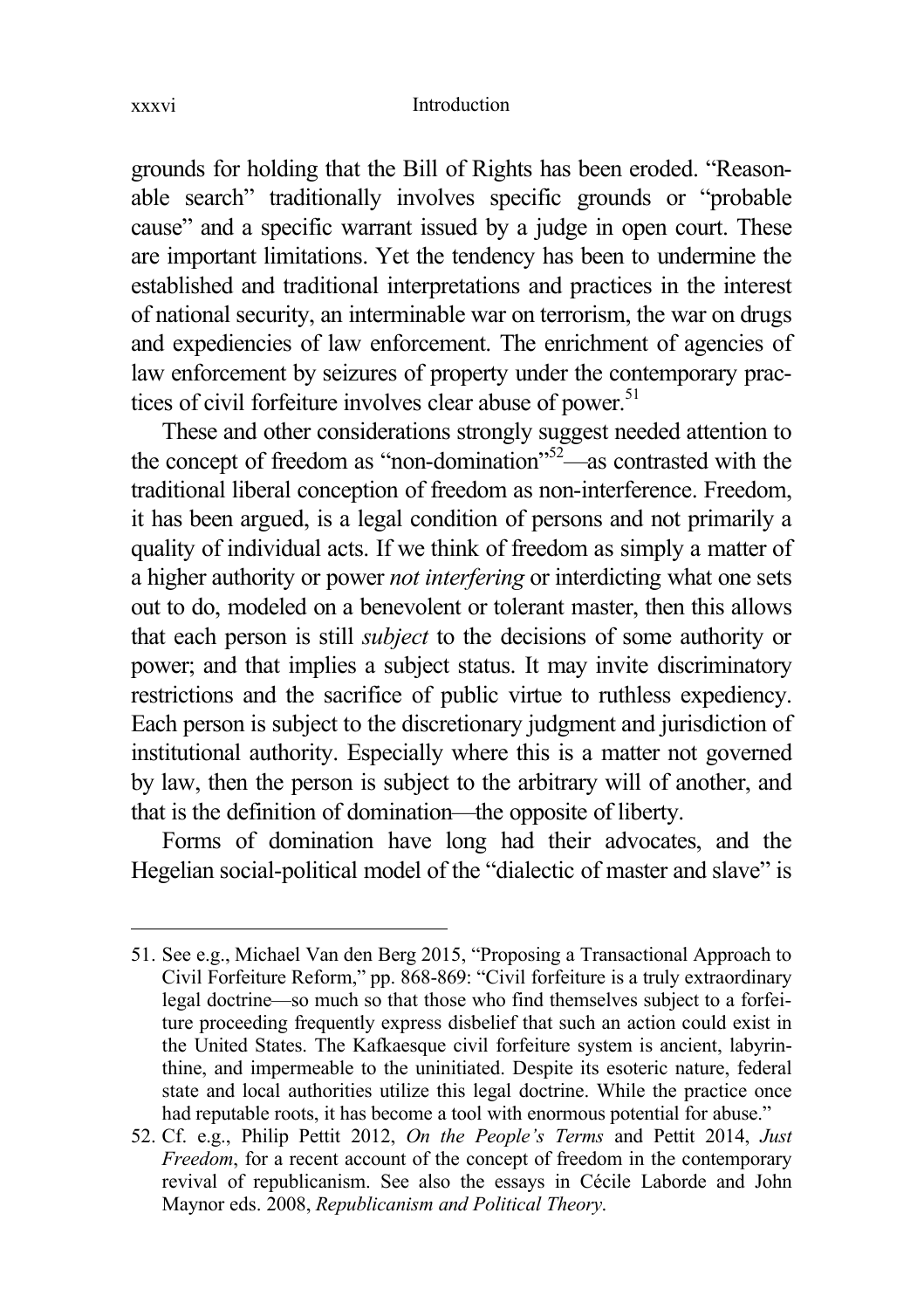grounds for holding that the Bill of Rights has been eroded. "Reasonable search" traditionally involves specific grounds or "probable cause" and a specific warrant issued by a judge in open court. These are important limitations. Yet the tendency has been to undermine the established and traditional interpretations and practices in the interest of national security, an interminable war on terrorism, the war on drugs and expediencies of law enforcement. The enrichment of agencies of law enforcement by seizures of property under the contemporary practices of civil forfeiture involves clear abuse of power.[51]

These and other considerations strongly suggest needed attention to the concept of freedom as "non-domination"[52]—as contrasted with the traditional liberal conception of freedom as non-interference. Freedom, it has been argued, is a legal condition of persons and not primarily a quality of individual acts. If we think of freedom as simply a matter of a higher authority or power *not interfering* or interdicting what one sets out to do, modeled on a benevolent or tolerant master, then this allows that each person is still *subject* to the decisions of some authority or power; and that implies a subject status. It may invite discriminatory restrictions and the sacrifice of public virtue to ruthless expediency. Each person is subject to the discretionary judgment and jurisdiction of institutional authority. Especially where this is a matter not governed by law, then the person is subject to the arbitrary will of another, and that is the definition of domination—the opposite of liberty.

Forms of domination have long had their advocates, and the Hegelian social-political model of the "dialectic of master and slave" is

---

51. See e.g., Michael Van den Berg 2015, "Proposing a Transactional Approach to Civil Forfeiture Reform," pp. 868-869: "Civil forfeiture is a truly extraordinary legal doctrine—so much so that those who find themselves subject to a forfeiture proceeding frequently express disbelief that such an action could exist in the United States. The Kafkaesque civil forfeiture system is ancient, labyrinthine, and impermeable to the uninitiated. Despite its esoteric nature, federal state and local authorities utilize this legal doctrine. While the practice once had reputable roots, it has become a tool with enormous potential for abuse."

52. Cf. e.g., Philip Pettit 2012, *On the People's Terms* and Pettit 2014, *Just Freedom*, for a recent account of the concept of freedom in the contemporary revival of republicanism. See also the essays in Cécile Laborde and John Maynor eds. 2008, *Republicanism and Political Theory*.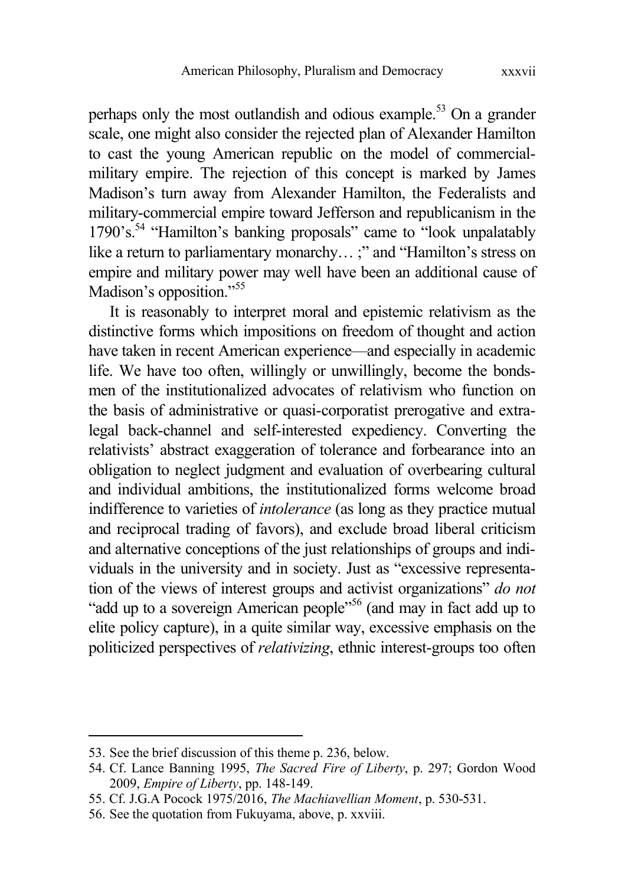perhaps only the most outlandish and odious example.[53] On a grander scale, one might also consider the rejected plan of Alexander Hamilton to cast the young American republic on the model of commercial-military empire. The rejection of this concept is marked by James Madison's turn away from Alexander Hamilton, the Federalists and military-commercial empire toward Jefferson and republicanism in the 1790's.[54] "Hamilton's banking proposals" came to "look unpalatably like a return to parliamentary monarchy… ;" and "Hamilton's stress on empire and military power may well have been an additional cause of Madison's opposition."[55]

It is reasonably to interpret moral and epistemic relativism as the distinctive forms which impositions on freedom of thought and action have taken in recent American experience—and especially in academic life. We have too often, willingly or unwillingly, become the bondsmen of the institutionalized advocates of relativism who function on the basis of administrative or quasi-corporatist prerogative and extra-legal back-channel and self-interested expediency. Converting the relativists' abstract exaggeration of tolerance and forbearance into an obligation to neglect judgment and evaluation of overbearing cultural and individual ambitions, the institutionalized forms welcome broad indifference to varieties of *intolerance* (as long as they practice mutual and reciprocal trading of favors), and exclude broad liberal criticism and alternative conceptions of the just relationships of groups and individuals in the university and in society. Just as "excessive representation of the views of interest groups and activist organizations" *do not* "add up to a sovereign American people"[56] (and may in fact add up to elite policy capture), in a quite similar way, excessive emphasis on the politicized perspectives of *relativizing*, ethnic interest-groups too often

---

53. See the brief discussion of this theme p. 236, below.
54. Cf. Lance Banning 1995, *The Sacred Fire of Liberty*, p. 297; Gordon Wood 2009, *Empire of Liberty*, pp. 148-149.
55. Cf. J.G.A Pocock 1975/2016, *The Machiavellian Moment*, p. 530-531.
56. See the quotation from Fukuyama, above, p. xxviii.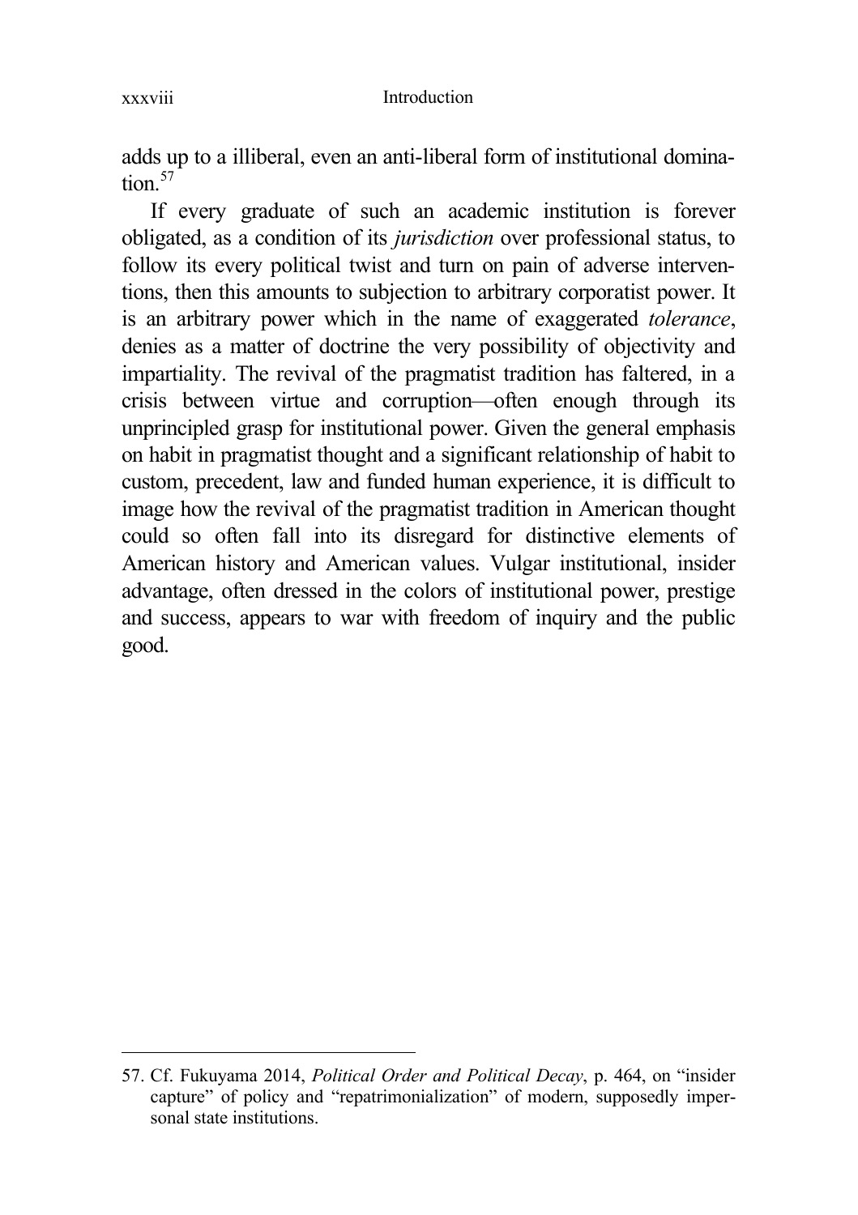adds up to a illiberal, even an anti-liberal form of institutional domination.[57]

If every graduate of such an academic institution is forever obligated, as a condition of its *jurisdiction* over professional status, to follow its every political twist and turn on pain of adverse interventions, then this amounts to subjection to arbitrary corporatist power. It is an arbitrary power which in the name of exaggerated *tolerance*, denies as a matter of doctrine the very possibility of objectivity and impartiality. The revival of the pragmatist tradition has faltered, in a crisis between virtue and corruption—often enough through its unprincipled grasp for institutional power. Given the general emphasis on habit in pragmatist thought and a significant relationship of habit to custom, precedent, law and funded human experience, it is difficult to image how the revival of the pragmatist tradition in American thought could so often fall into its disregard for distinctive elements of American history and American values. Vulgar institutional, insider advantage, often dressed in the colors of institutional power, prestige and success, appears to war with freedom of inquiry and the public good.

---

57. Cf. Fukuyama 2014, *Political Order and Political Decay*, p. 464, on "insider capture" of policy and "repatrimonialization" of modern, supposedly impersonal state institutions.